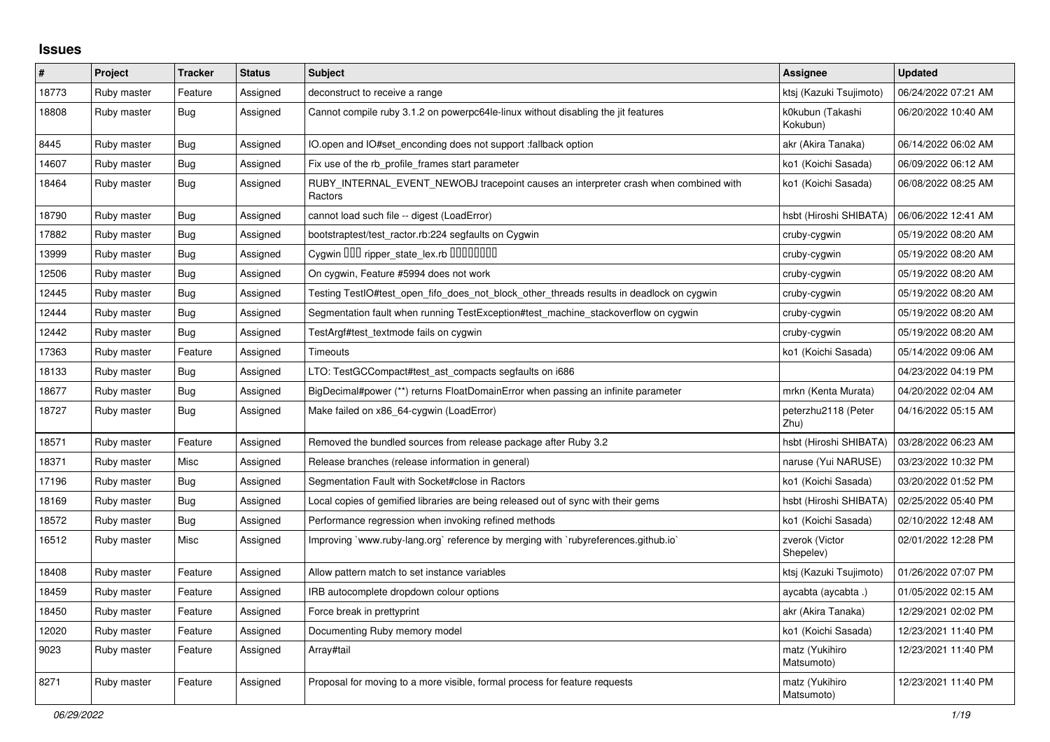## Issues

| # | Project | Tracker | Status | Subject | Assignee | Updated |
|---|---|---|---|---|---|---|
| 18773 | Ruby master | Feature | Assigned | deconstruct to receive a range | ktsj (Kazuki Tsujimoto) | 06/24/2022 07:21 AM |
| 18808 | Ruby master | Bug | Assigned | Cannot compile ruby 3.1.2 on powerpc64le-linux without disabling the jit features | k0kubun (Takashi Kokubun) | 06/20/2022 10:40 AM |
| 8445 | Ruby master | Bug | Assigned | IO.open and IO#set_enconding does not support :fallback option | akr (Akira Tanaka) | 06/14/2022 06:02 AM |
| 14607 | Ruby master | Bug | Assigned | Fix use of the rb_profile_frames start parameter | ko1 (Koichi Sasada) | 06/09/2022 06:12 AM |
| 18464 | Ruby master | Bug | Assigned | RUBY_INTERNAL_EVENT_NEWOBJ tracepoint causes an interpreter crash when combined with Ractors | ko1 (Koichi Sasada) | 06/08/2022 08:25 AM |
| 18790 | Ruby master | Bug | Assigned | cannot load such file -- digest (LoadError) | hsbt (Hiroshi SHIBATA) | 06/06/2022 12:41 AM |
| 17882 | Ruby master | Bug | Assigned | bootstraptest/test_ractor.rb:224 segfaults on Cygwin | cruby-cygwin | 05/19/2022 08:20 AM |
| 13999 | Ruby master | Bug | Assigned | Cygwin ��� ripper_state_lex.rb ��������� | cruby-cygwin | 05/19/2022 08:20 AM |
| 12506 | Ruby master | Bug | Assigned | On cygwin, Feature #5994 does not work | cruby-cygwin | 05/19/2022 08:20 AM |
| 12445 | Ruby master | Bug | Assigned | Testing TestIO#test_open_fifo_does_not_block_other_threads results in deadlock on cygwin | cruby-cygwin | 05/19/2022 08:20 AM |
| 12444 | Ruby master | Bug | Assigned | Segmentation fault when running TestException#test_machine_stackoverflow on cygwin | cruby-cygwin | 05/19/2022 08:20 AM |
| 12442 | Ruby master | Bug | Assigned | TestArgf#test_textmode fails on cygwin | cruby-cygwin | 05/19/2022 08:20 AM |
| 17363 | Ruby master | Feature | Assigned | Timeouts | ko1 (Koichi Sasada) | 05/14/2022 09:06 AM |
| 18133 | Ruby master | Bug | Assigned | LTO: TestGCCompact#test_ast_compacts segfaults on i686 | | 04/23/2022 04:19 PM |
| 18677 | Ruby master | Bug | Assigned | BigDecimal#power (**) returns FloatDomainError when passing an infinite parameter | mrkn (Kenta Murata) | 04/20/2022 02:04 AM |
| 18727 | Ruby master | Bug | Assigned | Make failed on x86_64-cygwin (LoadError) | peterzhu2118 (Peter Zhu) | 04/16/2022 05:15 AM |
| 18571 | Ruby master | Feature | Assigned | Removed the bundled sources from release package after Ruby 3.2 | hsbt (Hiroshi SHIBATA) | 03/28/2022 06:23 AM |
| 18371 | Ruby master | Misc | Assigned | Release branches (release information in general) | naruse (Yui NARUSE) | 03/23/2022 10:32 PM |
| 17196 | Ruby master | Bug | Assigned | Segmentation Fault with Socket#close in Ractors | ko1 (Koichi Sasada) | 03/20/2022 01:52 PM |
| 18169 | Ruby master | Bug | Assigned | Local copies of gemified libraries are being released out of sync with their gems | hsbt (Hiroshi SHIBATA) | 02/25/2022 05:40 PM |
| 18572 | Ruby master | Bug | Assigned | Performance regression when invoking refined methods | ko1 (Koichi Sasada) | 02/10/2022 12:48 AM |
| 16512 | Ruby master | Misc | Assigned | Improving `www.ruby-lang.org` reference by merging with `rubyreferences.github.io` | zverok (Victor Shepelev) | 02/01/2022 12:28 PM |
| 18408 | Ruby master | Feature | Assigned | Allow pattern match to set instance variables | ktsj (Kazuki Tsujimoto) | 01/26/2022 07:07 PM |
| 18459 | Ruby master | Feature | Assigned | IRB autocomplete dropdown colour options | aycabta (aycabta .) | 01/05/2022 02:15 AM |
| 18450 | Ruby master | Feature | Assigned | Force break in prettyprint | akr (Akira Tanaka) | 12/29/2021 02:02 PM |
| 12020 | Ruby master | Feature | Assigned | Documenting Ruby memory model | ko1 (Koichi Sasada) | 12/23/2021 11:40 PM |
| 9023 | Ruby master | Feature | Assigned | Array#tail | matz (Yukihiro Matsumoto) | 12/23/2021 11:40 PM |
| 8271 | Ruby master | Feature | Assigned | Proposal for moving to a more visible, formal process for feature requests | matz (Yukihiro Matsumoto) | 12/23/2021 11:40 PM |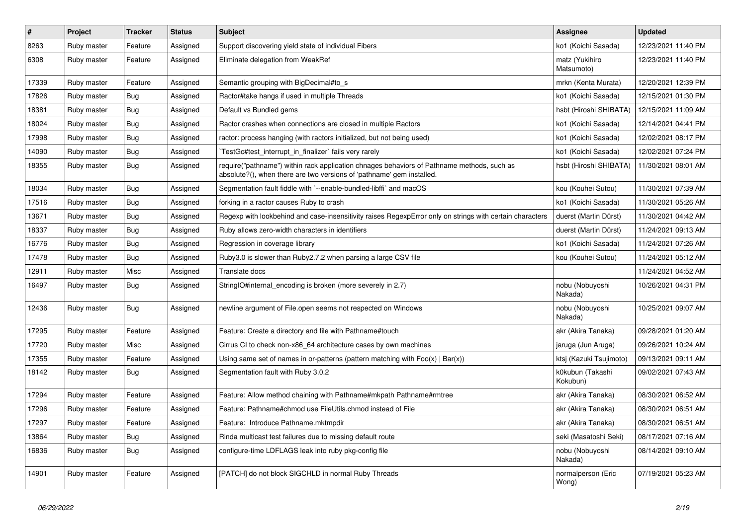| # | Project | Tracker | Status | Subject | Assignee | Updated |
| --- | --- | --- | --- | --- | --- | --- |
| 8263 | Ruby master | Feature | Assigned | Support discovering yield state of individual Fibers | ko1 (Koichi Sasada) | 12/23/2021 11:40 PM |
| 6308 | Ruby master | Feature | Assigned | Eliminate delegation from WeakRef | matz (Yukihiro Matsumoto) | 12/23/2021 11:40 PM |
| 17339 | Ruby master | Feature | Assigned | Semantic grouping with BigDecimal#to_s | mrkn (Kenta Murata) | 12/20/2021 12:39 PM |
| 17826 | Ruby master | Bug | Assigned | Ractor#take hangs if used in multiple Threads | ko1 (Koichi Sasada) | 12/15/2021 01:30 PM |
| 18381 | Ruby master | Bug | Assigned | Default vs Bundled gems | hsbt (Hiroshi SHIBATA) | 12/15/2021 11:09 AM |
| 18024 | Ruby master | Bug | Assigned | Ractor crashes when connections are closed in multiple Ractors | ko1 (Koichi Sasada) | 12/14/2021 04:41 PM |
| 17998 | Ruby master | Bug | Assigned | ractor: process hanging (with ractors initialized, but not being used) | ko1 (Koichi Sasada) | 12/02/2021 08:17 PM |
| 14090 | Ruby master | Bug | Assigned | `TestGc#test_interrupt_in_finalizer` fails very rarely | ko1 (Koichi Sasada) | 12/02/2021 07:24 PM |
| 18355 | Ruby master | Bug | Assigned | require("pathname") within rack application chnages behaviors of Pathname methods, such as absolute?(), when there are two versions of 'pathname' gem installed. | hsbt (Hiroshi SHIBATA) | 11/30/2021 08:01 AM |
| 18034 | Ruby master | Bug | Assigned | Segmentation fault fiddle with `--enable-bundled-libffi` and macOS | kou (Kouhei Sutou) | 11/30/2021 07:39 AM |
| 17516 | Ruby master | Bug | Assigned | forking in a ractor causes Ruby to crash | ko1 (Koichi Sasada) | 11/30/2021 05:26 AM |
| 13671 | Ruby master | Bug | Assigned | Regexp with lookbehind and case-insensitivity raises RegexpError only on strings with certain characters | duerst (Martin Dürst) | 11/30/2021 04:42 AM |
| 18337 | Ruby master | Bug | Assigned | Ruby allows zero-width characters in identifiers | duerst (Martin Dürst) | 11/24/2021 09:13 AM |
| 16776 | Ruby master | Bug | Assigned | Regression in coverage library | ko1 (Koichi Sasada) | 11/24/2021 07:26 AM |
| 17478 | Ruby master | Bug | Assigned | Ruby3.0 is slower than Ruby2.7.2 when parsing a large CSV file | kou (Kouhei Sutou) | 11/24/2021 05:12 AM |
| 12911 | Ruby master | Misc | Assigned | Translate docs | | 11/24/2021 04:52 AM |
| 16497 | Ruby master | Bug | Assigned | StringIO#internal_encoding is broken (more severely in 2.7) | nobu (Nobuyoshi Nakada) | 10/26/2021 04:31 PM |
| 12436 | Ruby master | Bug | Assigned | newline argument of File.open seems not respected on Windows | nobu (Nobuyoshi Nakada) | 10/25/2021 09:07 AM |
| 17295 | Ruby master | Feature | Assigned | Feature: Create a directory and file with Pathname#touch | akr (Akira Tanaka) | 09/28/2021 01:20 AM |
| 17720 | Ruby master | Misc | Assigned | Cirrus CI to check non-x86_64 architecture cases by own machines | jaruga (Jun Aruga) | 09/26/2021 10:24 AM |
| 17355 | Ruby master | Feature | Assigned | Using same set of names in or-patterns (pattern matching with Foo(x) \| Bar(x)) | ktsj (Kazuki Tsujimoto) | 09/13/2021 09:11 AM |
| 18142 | Ruby master | Bug | Assigned | Segmentation fault with Ruby 3.0.2 | k0kubun (Takashi Kokubun) | 09/02/2021 07:43 AM |
| 17294 | Ruby master | Feature | Assigned | Feature: Allow method chaining with Pathname#mkpath Pathname#rmtree | akr (Akira Tanaka) | 08/30/2021 06:52 AM |
| 17296 | Ruby master | Feature | Assigned | Feature: Pathname#chmod use FileUtils.chmod instead of File | akr (Akira Tanaka) | 08/30/2021 06:51 AM |
| 17297 | Ruby master | Feature | Assigned | Feature: Introduce Pathname.mktmpdir | akr (Akira Tanaka) | 08/30/2021 06:51 AM |
| 13864 | Ruby master | Bug | Assigned | Rinda multicast test failures due to missing default route | seki (Masatoshi Seki) | 08/17/2021 07:16 AM |
| 16836 | Ruby master | Bug | Assigned | configure-time LDFLAGS leak into ruby pkg-config file | nobu (Nobuyoshi Nakada) | 08/14/2021 09:10 AM |
| 14901 | Ruby master | Feature | Assigned | [PATCH] do not block SIGCHLD in normal Ruby Threads | normalperson (Eric Wong) | 07/19/2021 05:23 AM |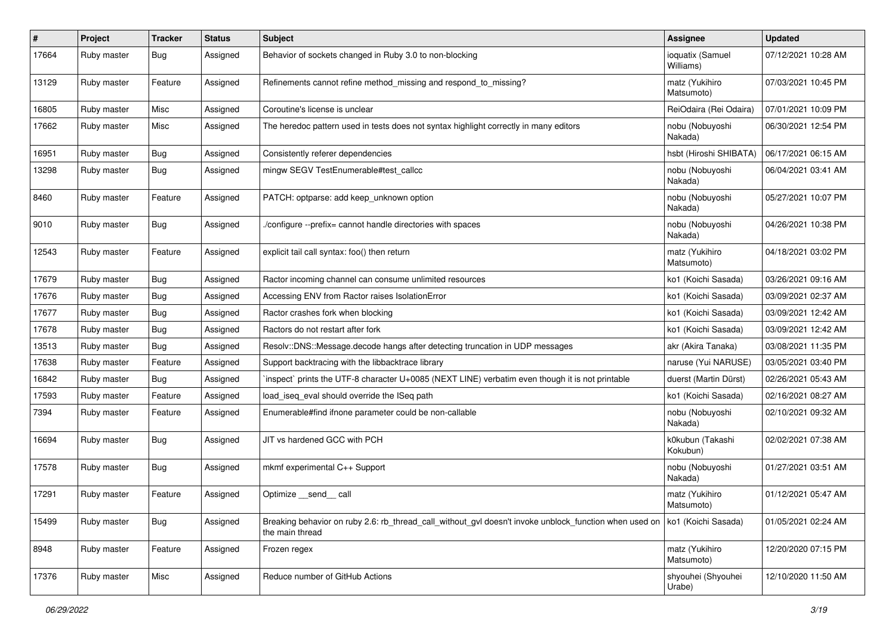| # | Project | Tracker | Status | Subject | Assignee | Updated |
|---|---|---|---|---|---|---|
| 17664 | Ruby master | Bug | Assigned | Behavior of sockets changed in Ruby 3.0 to non-blocking | ioquatix (Samuel Williams) | 07/12/2021 10:28 AM |
| 13129 | Ruby master | Feature | Assigned | Refinements cannot refine method_missing and respond_to_missing? | matz (Yukihiro Matsumoto) | 07/03/2021 10:45 PM |
| 16805 | Ruby master | Misc | Assigned | Coroutine's license is unclear | ReiOdaira (Rei Odaira) | 07/01/2021 10:09 PM |
| 17662 | Ruby master | Misc | Assigned | The heredoc pattern used in tests does not syntax highlight correctly in many editors | nobu (Nobuyoshi Nakada) | 06/30/2021 12:54 PM |
| 16951 | Ruby master | Bug | Assigned | Consistently referer dependencies | hsbt (Hiroshi SHIBATA) | 06/17/2021 06:15 AM |
| 13298 | Ruby master | Bug | Assigned | mingw SEGV TestEnumerable#test_callcc | nobu (Nobuyoshi Nakada) | 06/04/2021 03:41 AM |
| 8460 | Ruby master | Feature | Assigned | PATCH: optparse: add keep_unknown option | nobu (Nobuyoshi Nakada) | 05/27/2021 10:07 PM |
| 9010 | Ruby master | Bug | Assigned | ./configure --prefix= cannot handle directories with spaces | nobu (Nobuyoshi Nakada) | 04/26/2021 10:38 PM |
| 12543 | Ruby master | Feature | Assigned | explicit tail call syntax: foo() then return | matz (Yukihiro Matsumoto) | 04/18/2021 03:02 PM |
| 17679 | Ruby master | Bug | Assigned | Ractor incoming channel can consume unlimited resources | ko1 (Koichi Sasada) | 03/26/2021 09:16 AM |
| 17676 | Ruby master | Bug | Assigned | Accessing ENV from Ractor raises IsolationError | ko1 (Koichi Sasada) | 03/09/2021 02:37 AM |
| 17677 | Ruby master | Bug | Assigned | Ractor crashes fork when blocking | ko1 (Koichi Sasada) | 03/09/2021 12:42 AM |
| 17678 | Ruby master | Bug | Assigned | Ractors do not restart after fork | ko1 (Koichi Sasada) | 03/09/2021 12:42 AM |
| 13513 | Ruby master | Bug | Assigned | Resolv::DNS::Message.decode hangs after detecting truncation in UDP messages | akr (Akira Tanaka) | 03/08/2021 11:35 PM |
| 17638 | Ruby master | Feature | Assigned | Support backtracing with the libbacktrace library | naruse (Yui NARUSE) | 03/05/2021 03:40 PM |
| 16842 | Ruby master | Bug | Assigned | `inspect` prints the UTF-8 character U+0085 (NEXT LINE) verbatim even though it is not printable | duerst (Martin Dürst) | 02/26/2021 05:43 AM |
| 17593 | Ruby master | Feature | Assigned | load_iseq_eval should override the ISeq path | ko1 (Koichi Sasada) | 02/16/2021 08:27 AM |
| 7394 | Ruby master | Feature | Assigned | Enumerable#find ifnone parameter could be non-callable | nobu (Nobuyoshi Nakada) | 02/10/2021 09:32 AM |
| 16694 | Ruby master | Bug | Assigned | JIT vs hardened GCC with PCH | k0kubun (Takashi Kokubun) | 02/02/2021 07:38 AM |
| 17578 | Ruby master | Bug | Assigned | mkmf experimental C++ Support | nobu (Nobuyoshi Nakada) | 01/27/2021 03:51 AM |
| 17291 | Ruby master | Feature | Assigned | Optimize __send__ call | matz (Yukihiro Matsumoto) | 01/12/2021 05:47 AM |
| 15499 | Ruby master | Bug | Assigned | Breaking behavior on ruby 2.6: rb_thread_call_without_gvl doesn't invoke unblock_function when used on the main thread | ko1 (Koichi Sasada) | 01/05/2021 02:24 AM |
| 8948 | Ruby master | Feature | Assigned | Frozen regex | matz (Yukihiro Matsumoto) | 12/20/2020 07:15 PM |
| 17376 | Ruby master | Misc | Assigned | Reduce number of GitHub Actions | shyouhei (Shyouhei Urabe) | 12/10/2020 11:50 AM |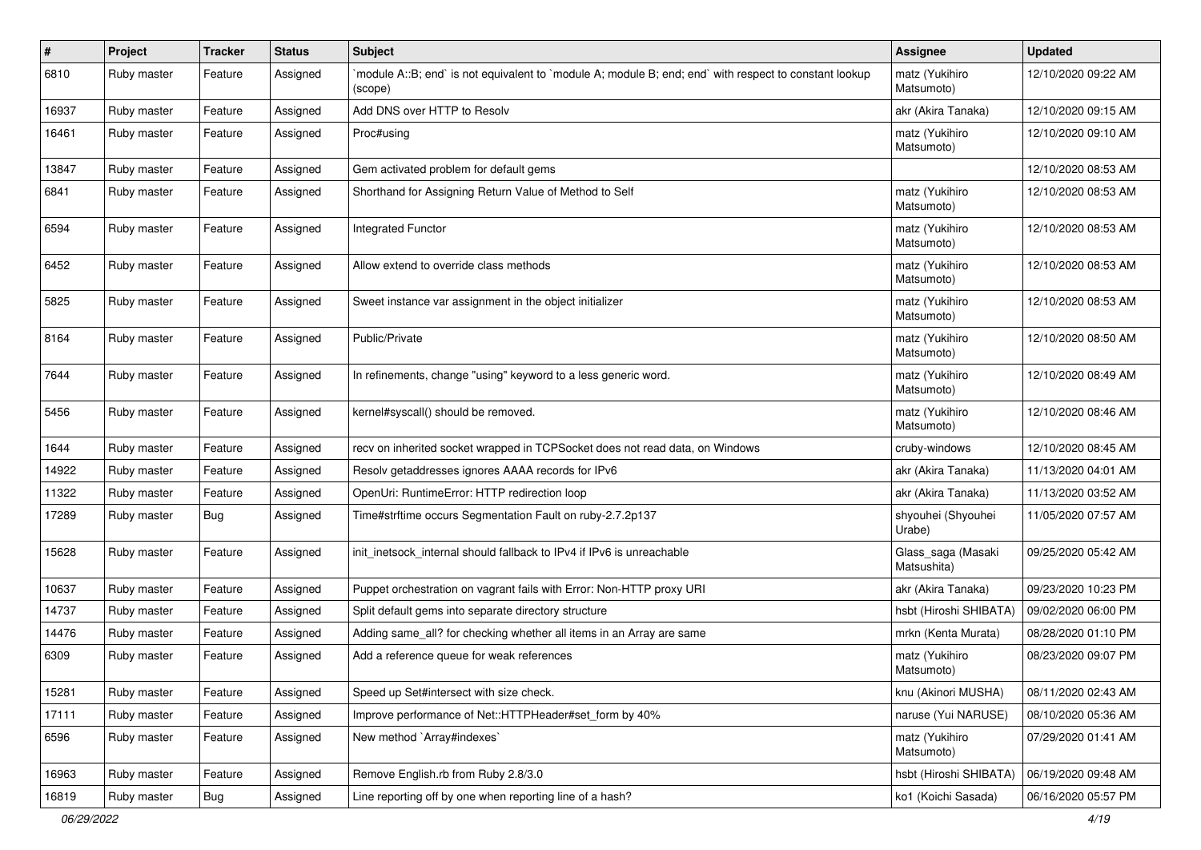| # | Project | Tracker | Status | Subject | Assignee | Updated |
|---|---|---|---|---|---|---|
| 6810 | Ruby master | Feature | Assigned | `module A::B; end` is not equivalent to `module A; module B; end; end` with respect to constant lookup (scope) | matz (Yukihiro Matsumoto) | 12/10/2020 09:22 AM |
| 16937 | Ruby master | Feature | Assigned | Add DNS over HTTP to Resolv | akr (Akira Tanaka) | 12/10/2020 09:15 AM |
| 16461 | Ruby master | Feature | Assigned | Proc#using | matz (Yukihiro Matsumoto) | 12/10/2020 09:10 AM |
| 13847 | Ruby master | Feature | Assigned | Gem activated problem for default gems | | 12/10/2020 08:53 AM |
| 6841 | Ruby master | Feature | Assigned | Shorthand for Assigning Return Value of Method to Self | matz (Yukihiro Matsumoto) | 12/10/2020 08:53 AM |
| 6594 | Ruby master | Feature | Assigned | Integrated Functor | matz (Yukihiro Matsumoto) | 12/10/2020 08:53 AM |
| 6452 | Ruby master | Feature | Assigned | Allow extend to override class methods | matz (Yukihiro Matsumoto) | 12/10/2020 08:53 AM |
| 5825 | Ruby master | Feature | Assigned | Sweet instance var assignment in the object initializer | matz (Yukihiro Matsumoto) | 12/10/2020 08:53 AM |
| 8164 | Ruby master | Feature | Assigned | Public/Private | matz (Yukihiro Matsumoto) | 12/10/2020 08:50 AM |
| 7644 | Ruby master | Feature | Assigned | In refinements, change "using" keyword to a less generic word. | matz (Yukihiro Matsumoto) | 12/10/2020 08:49 AM |
| 5456 | Ruby master | Feature | Assigned | kernel#syscall() should be removed. | matz (Yukihiro Matsumoto) | 12/10/2020 08:46 AM |
| 1644 | Ruby master | Feature | Assigned | recv on inherited socket wrapped in TCPSocket does not read data, on Windows | cruby-windows | 12/10/2020 08:45 AM |
| 14922 | Ruby master | Feature | Assigned | Resolv getaddresses ignores AAAA records for IPv6 | akr (Akira Tanaka) | 11/13/2020 04:01 AM |
| 11322 | Ruby master | Feature | Assigned | OpenUri: RuntimeError: HTTP redirection loop | akr (Akira Tanaka) | 11/13/2020 03:52 AM |
| 17289 | Ruby master | Bug | Assigned | Time#strftime occurs Segmentation Fault on ruby-2.7.2p137 | shyouhei (Shyouhei Urabe) | 11/05/2020 07:57 AM |
| 15628 | Ruby master | Feature | Assigned | init_inetsock_internal should fallback to IPv4 if IPv6 is unreachable | Glass_saga (Masaki Matsushita) | 09/25/2020 05:42 AM |
| 10637 | Ruby master | Feature | Assigned | Puppet orchestration on vagrant fails with Error: Non-HTTP proxy URI | akr (Akira Tanaka) | 09/23/2020 10:23 PM |
| 14737 | Ruby master | Feature | Assigned | Split default gems into separate directory structure | hsbt (Hiroshi SHIBATA) | 09/02/2020 06:00 PM |
| 14476 | Ruby master | Feature | Assigned | Adding same_all? for checking whether all items in an Array are same | mrkn (Kenta Murata) | 08/28/2020 01:10 PM |
| 6309 | Ruby master | Feature | Assigned | Add a reference queue for weak references | matz (Yukihiro Matsumoto) | 08/23/2020 09:07 PM |
| 15281 | Ruby master | Feature | Assigned | Speed up Set#intersect with size check. | knu (Akinori MUSHA) | 08/11/2020 02:43 AM |
| 17111 | Ruby master | Feature | Assigned | Improve performance of Net::HTTPHeader#set_form by 40% | naruse (Yui NARUSE) | 08/10/2020 05:36 AM |
| 6596 | Ruby master | Feature | Assigned | New method `Array#indexes` | matz (Yukihiro Matsumoto) | 07/29/2020 01:41 AM |
| 16963 | Ruby master | Feature | Assigned | Remove English.rb from Ruby 2.8/3.0 | hsbt (Hiroshi SHIBATA) | 06/19/2020 09:48 AM |
| 16819 | Ruby master | Bug | Assigned | Line reporting off by one when reporting line of a hash? | ko1 (Koichi Sasada) | 06/16/2020 05:57 PM |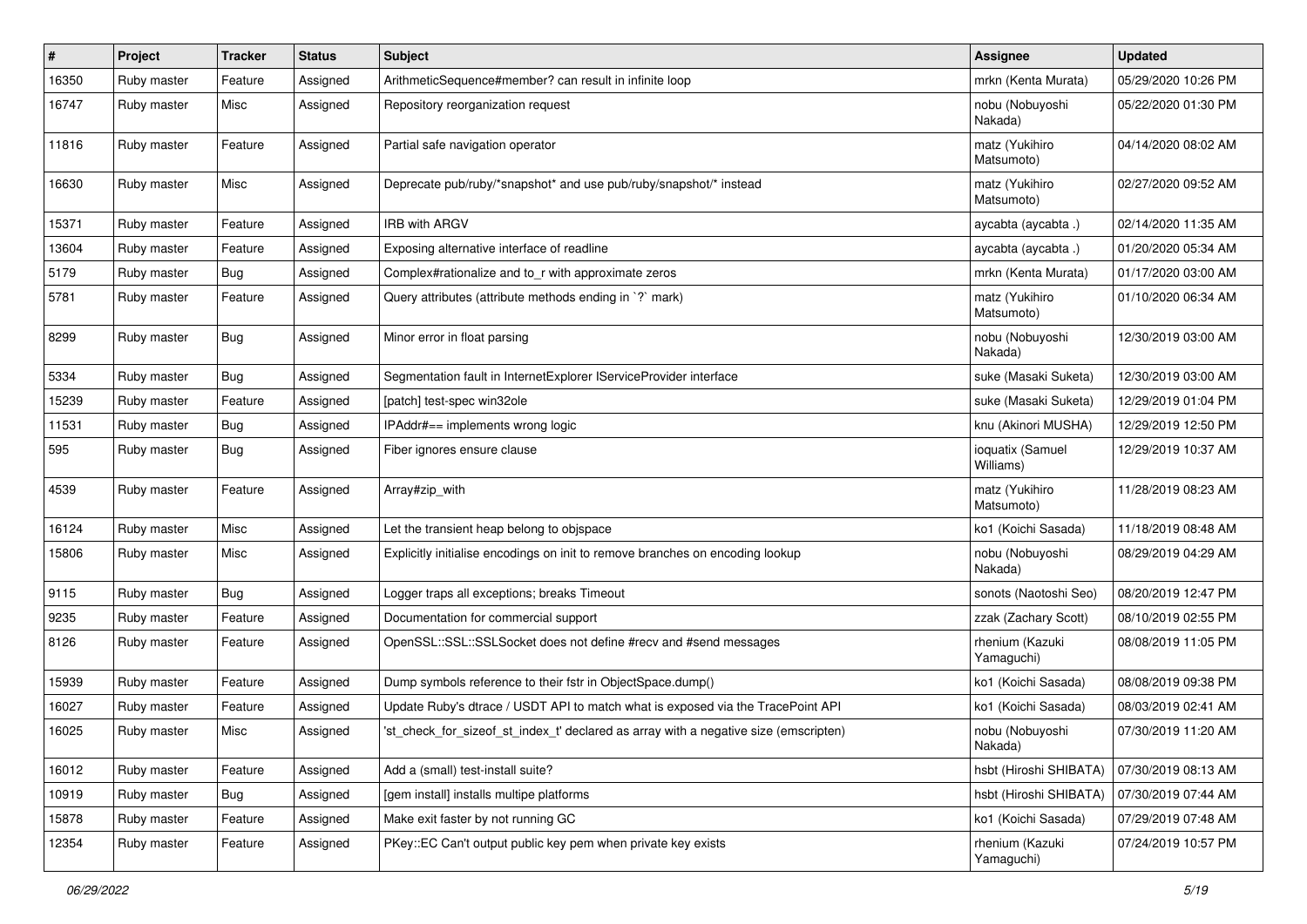| # | Project | Tracker | Status | Subject | Assignee | Updated |
|---|---|---|---|---|---|---|
| 16350 | Ruby master | Feature | Assigned | ArithmeticSequence#member? can result in infinite loop | mrkn (Kenta Murata) | 05/29/2020 10:26 PM |
| 16747 | Ruby master | Misc | Assigned | Repository reorganization request | nobu (Nobuyoshi Nakada) | 05/22/2020 01:30 PM |
| 11816 | Ruby master | Feature | Assigned | Partial safe navigation operator | matz (Yukihiro Matsumoto) | 04/14/2020 08:02 AM |
| 16630 | Ruby master | Misc | Assigned | Deprecate pub/ruby/*snapshot* and use pub/ruby/snapshot/* instead | matz (Yukihiro Matsumoto) | 02/27/2020 09:52 AM |
| 15371 | Ruby master | Feature | Assigned | IRB with ARGV | aycabta (aycabta .) | 02/14/2020 11:35 AM |
| 13604 | Ruby master | Feature | Assigned | Exposing alternative interface of readline | aycabta (aycabta .) | 01/20/2020 05:34 AM |
| 5179 | Ruby master | Bug | Assigned | Complex#rationalize and to_r with approximate zeros | mrkn (Kenta Murata) | 01/17/2020 03:00 AM |
| 5781 | Ruby master | Feature | Assigned | Query attributes (attribute methods ending in `?` mark) | matz (Yukihiro Matsumoto) | 01/10/2020 06:34 AM |
| 8299 | Ruby master | Bug | Assigned | Minor error in float parsing | nobu (Nobuyoshi Nakada) | 12/30/2019 03:00 AM |
| 5334 | Ruby master | Bug | Assigned | Segmentation fault in InternetExplorer IServiceProvider interface | suke (Masaki Suketa) | 12/30/2019 03:00 AM |
| 15239 | Ruby master | Feature | Assigned | [patch] test-spec win32ole | suke (Masaki Suketa) | 12/29/2019 01:04 PM |
| 11531 | Ruby master | Bug | Assigned | IPAddr#== implements wrong logic | knu (Akinori MUSHA) | 12/29/2019 12:50 PM |
| 595 | Ruby master | Bug | Assigned | Fiber ignores ensure clause | ioquatix (Samuel Williams) | 12/29/2019 10:37 AM |
| 4539 | Ruby master | Feature | Assigned | Array#zip_with | matz (Yukihiro Matsumoto) | 11/28/2019 08:23 AM |
| 16124 | Ruby master | Misc | Assigned | Let the transient heap belong to objspace | ko1 (Koichi Sasada) | 11/18/2019 08:48 AM |
| 15806 | Ruby master | Misc | Assigned | Explicitly initialise encodings on init to remove branches on encoding lookup | nobu (Nobuyoshi Nakada) | 08/29/2019 04:29 AM |
| 9115 | Ruby master | Bug | Assigned | Logger traps all exceptions; breaks Timeout | sonots (Naotoshi Seo) | 08/20/2019 12:47 PM |
| 9235 | Ruby master | Feature | Assigned | Documentation for commercial support | zzak (Zachary Scott) | 08/10/2019 02:55 PM |
| 8126 | Ruby master | Feature | Assigned | OpenSSL::SSL::SSLSocket does not define #recv and #send messages | rhenium (Kazuki Yamaguchi) | 08/08/2019 11:05 PM |
| 15939 | Ruby master | Feature | Assigned | Dump symbols reference to their fstr in ObjectSpace.dump() | ko1 (Koichi Sasada) | 08/08/2019 09:38 PM |
| 16027 | Ruby master | Feature | Assigned | Update Ruby's dtrace / USDT API to match what is exposed via the TracePoint API | ko1 (Koichi Sasada) | 08/03/2019 02:41 AM |
| 16025 | Ruby master | Misc | Assigned | 'st_check_for_sizeof_st_index_t' declared as array with a negative size (emscripten) | nobu (Nobuyoshi Nakada) | 07/30/2019 11:20 AM |
| 16012 | Ruby master | Feature | Assigned | Add a (small) test-install suite? | hsbt (Hiroshi SHIBATA) | 07/30/2019 08:13 AM |
| 10919 | Ruby master | Bug | Assigned | [gem install] installs multipe platforms | hsbt (Hiroshi SHIBATA) | 07/30/2019 07:44 AM |
| 15878 | Ruby master | Feature | Assigned | Make exit faster by not running GC | ko1 (Koichi Sasada) | 07/29/2019 07:48 AM |
| 12354 | Ruby master | Feature | Assigned | PKey::EC Can't output public key pem when private key exists | rhenium (Kazuki Yamaguchi) | 07/24/2019 10:57 PM |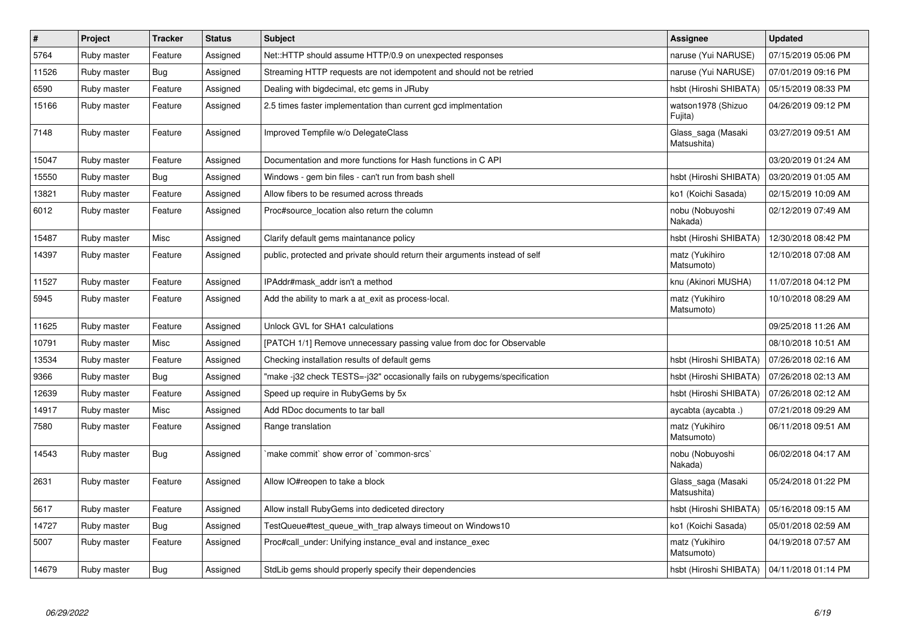| # | Project | Tracker | Status | Subject | Assignee | Updated |
|---|---|---|---|---|---|---|
| 5764 | Ruby master | Feature | Assigned | Net::HTTP should assume HTTP/0.9 on unexpected responses | naruse (Yui NARUSE) | 07/15/2019 05:06 PM |
| 11526 | Ruby master | Bug | Assigned | Streaming HTTP requests are not idempotent and should not be retried | naruse (Yui NARUSE) | 07/01/2019 09:16 PM |
| 6590 | Ruby master | Feature | Assigned | Dealing with bigdecimal, etc gems in JRuby | hsbt (Hiroshi SHIBATA) | 05/15/2019 08:33 PM |
| 15166 | Ruby master | Feature | Assigned | 2.5 times faster implementation than current gcd implmentation | watson1978 (Shizuo Fujita) | 04/26/2019 09:12 PM |
| 7148 | Ruby master | Feature | Assigned | Improved Tempfile w/o DelegateClass | Glass_saga (Masaki Matsushita) | 03/27/2019 09:51 AM |
| 15047 | Ruby master | Feature | Assigned | Documentation and more functions for Hash functions in C API | | 03/20/2019 01:24 AM |
| 15550 | Ruby master | Bug | Assigned | Windows - gem bin files - can't run from bash shell | hsbt (Hiroshi SHIBATA) | 03/20/2019 01:05 AM |
| 13821 | Ruby master | Feature | Assigned | Allow fibers to be resumed across threads | ko1 (Koichi Sasada) | 02/15/2019 10:09 AM |
| 6012 | Ruby master | Feature | Assigned | Proc#source_location also return the column | nobu (Nobuyoshi Nakada) | 02/12/2019 07:49 AM |
| 15487 | Ruby master | Misc | Assigned | Clarify default gems maintanance policy | hsbt (Hiroshi SHIBATA) | 12/30/2018 08:42 PM |
| 14397 | Ruby master | Feature | Assigned | public, protected and private should return their arguments instead of self | matz (Yukihiro Matsumoto) | 12/10/2018 07:08 AM |
| 11527 | Ruby master | Feature | Assigned | IPAddr#mask_addr isn't a method | knu (Akinori MUSHA) | 11/07/2018 04:12 PM |
| 5945 | Ruby master | Feature | Assigned | Add the ability to mark a at_exit as process-local. | matz (Yukihiro Matsumoto) | 10/10/2018 08:29 AM |
| 11625 | Ruby master | Feature | Assigned | Unlock GVL for SHA1 calculations | | 09/25/2018 11:26 AM |
| 10791 | Ruby master | Misc | Assigned | [PATCH 1/1] Remove unnecessary passing value from doc for Observable | | 08/10/2018 10:51 AM |
| 13534 | Ruby master | Feature | Assigned | Checking installation results of default gems | hsbt (Hiroshi SHIBATA) | 07/26/2018 02:16 AM |
| 9366 | Ruby master | Bug | Assigned | "make -j32 check TESTS=-j32" occasionally fails on rubygems/specification | hsbt (Hiroshi SHIBATA) | 07/26/2018 02:13 AM |
| 12639 | Ruby master | Feature | Assigned | Speed up require in RubyGems by 5x | hsbt (Hiroshi SHIBATA) | 07/26/2018 02:12 AM |
| 14917 | Ruby master | Misc | Assigned | Add RDoc documents to tar ball | aycabta (aycabta .) | 07/21/2018 09:29 AM |
| 7580 | Ruby master | Feature | Assigned | Range translation | matz (Yukihiro Matsumoto) | 06/11/2018 09:51 AM |
| 14543 | Ruby master | Bug | Assigned | `make commit` show error of `common-srcs` | nobu (Nobuyoshi Nakada) | 06/02/2018 04:17 AM |
| 2631 | Ruby master | Feature | Assigned | Allow IO#reopen to take a block | Glass_saga (Masaki Matsushita) | 05/24/2018 01:22 PM |
| 5617 | Ruby master | Feature | Assigned | Allow install RubyGems into dediceted directory | hsbt (Hiroshi SHIBATA) | 05/16/2018 09:15 AM |
| 14727 | Ruby master | Bug | Assigned | TestQueue#test_queue_with_trap always timeout on Windows10 | ko1 (Koichi Sasada) | 05/01/2018 02:59 AM |
| 5007 | Ruby master | Feature | Assigned | Proc#call_under: Unifying instance_eval and instance_exec | matz (Yukihiro Matsumoto) | 04/19/2018 07:57 AM |
| 14679 | Ruby master | Bug | Assigned | StdLib gems should properly specify their dependencies | hsbt (Hiroshi SHIBATA) | 04/11/2018 01:14 PM |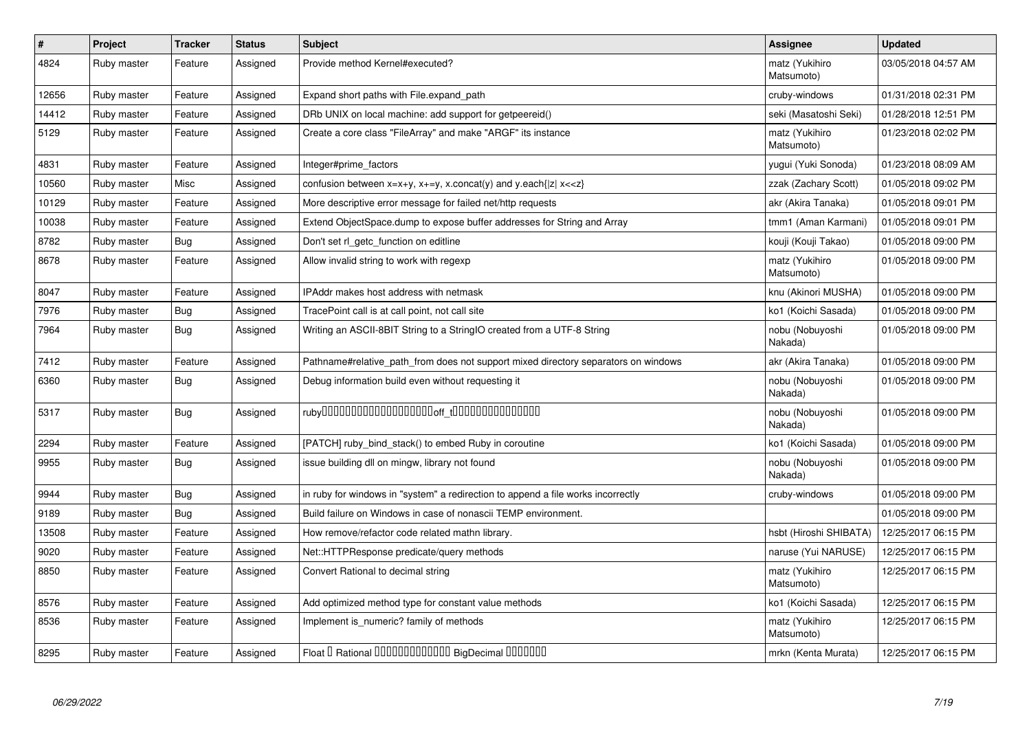| # | Project | Tracker | Status | Subject | Assignee | Updated |
|---|---|---|---|---|---|---|
| 4824 | Ruby master | Feature | Assigned | Provide method Kernel#executed? | matz (Yukihiro Matsumoto) | 03/05/2018 04:57 AM |
| 12656 | Ruby master | Feature | Assigned | Expand short paths with File.expand_path | cruby-windows | 01/31/2018 02:31 PM |
| 14412 | Ruby master | Feature | Assigned | DRb UNIX on local machine: add support for getpeereid() | seki (Masatoshi Seki) | 01/28/2018 12:51 PM |
| 5129 | Ruby master | Feature | Assigned | Create a core class "FileArray" and make "ARGF" its instance | matz (Yukihiro Matsumoto) | 01/23/2018 02:02 PM |
| 4831 | Ruby master | Feature | Assigned | Integer#prime_factors | yugui (Yuki Sonoda) | 01/23/2018 08:09 AM |
| 10560 | Ruby master | Misc | Assigned | confusion between x=x+y, x+=y, x.concat(y) and y.each{\|z\| x<<z} | zzak (Zachary Scott) | 01/05/2018 09:02 PM |
| 10129 | Ruby master | Feature | Assigned | More descriptive error message for failed net/http requests | akr (Akira Tanaka) | 01/05/2018 09:01 PM |
| 10038 | Ruby master | Feature | Assigned | Extend ObjectSpace.dump to expose buffer addresses for String and Array | tmm1 (Aman Karmani) | 01/05/2018 09:01 PM |
| 8782 | Ruby master | Bug | Assigned | Don't set rl_getc_function on editline | kouji (Kouji Takao) | 01/05/2018 09:00 PM |
| 8678 | Ruby master | Feature | Assigned | Allow invalid string to work with regexp | matz (Yukihiro Matsumoto) | 01/05/2018 09:00 PM |
| 8047 | Ruby master | Feature | Assigned | IPAddr makes host address with netmask | knu (Akinori MUSHA) | 01/05/2018 09:00 PM |
| 7976 | Ruby master | Bug | Assigned | TracePoint call is at call point, not call site | ko1 (Koichi Sasada) | 01/05/2018 09:00 PM |
| 7964 | Ruby master | Bug | Assigned | Writing an ASCII-8BIT String to a StringIO created from a UTF-8 String | nobu (Nobuyoshi Nakada) | 01/05/2018 09:00 PM |
| 7412 | Ruby master | Feature | Assigned | Pathname#relative_path_from does not support mixed directory separators on windows | akr (Akira Tanaka) | 01/05/2018 09:00 PM |
| 6360 | Ruby master | Bug | Assigned | Debug information build even without requesting it | nobu (Nobuyoshi Nakada) | 01/05/2018 09:00 PM |
| 5317 | Ruby master | Bug | Assigned | ruby��������������������off_t���������������� | nobu (Nobuyoshi Nakada) | 01/05/2018 09:00 PM |
| 2294 | Ruby master | Feature | Assigned | [PATCH] ruby_bind_stack() to embed Ruby in coroutine | ko1 (Koichi Sasada) | 01/05/2018 09:00 PM |
| 9955 | Ruby master | Bug | Assigned | issue building dll on mingw, library not found | nobu (Nobuyoshi Nakada) | 01/05/2018 09:00 PM |
| 9944 | Ruby master | Bug | Assigned | in ruby for windows in "system" a redirection to append a file works incorrectly | cruby-windows | 01/05/2018 09:00 PM |
| 9189 | Ruby master | Bug | Assigned | Build failure on Windows in case of nonascii TEMP environment. | | 01/05/2018 09:00 PM |
| 13508 | Ruby master | Feature | Assigned | How remove/refactor code related mathn library. | hsbt (Hiroshi SHIBATA) | 12/25/2017 06:15 PM |
| 9020 | Ruby master | Feature | Assigned | Net::HTTPResponse predicate/query methods | naruse (Yui NARUSE) | 12/25/2017 06:15 PM |
| 8850 | Ruby master | Feature | Assigned | Convert Rational to decimal string | matz (Yukihiro Matsumoto) | 12/25/2017 06:15 PM |
| 8576 | Ruby master | Feature | Assigned | Add optimized method type for constant value methods | ko1 (Koichi Sasada) | 12/25/2017 06:15 PM |
| 8536 | Ruby master | Feature | Assigned | Implement is_numeric? family of methods | matz (Yukihiro Matsumoto) | 12/25/2017 06:15 PM |
| 8295 | Ruby master | Feature | Assigned | Float � Rational ������������� BigDecimal ������� | mrkn (Kenta Murata) | 12/25/2017 06:15 PM |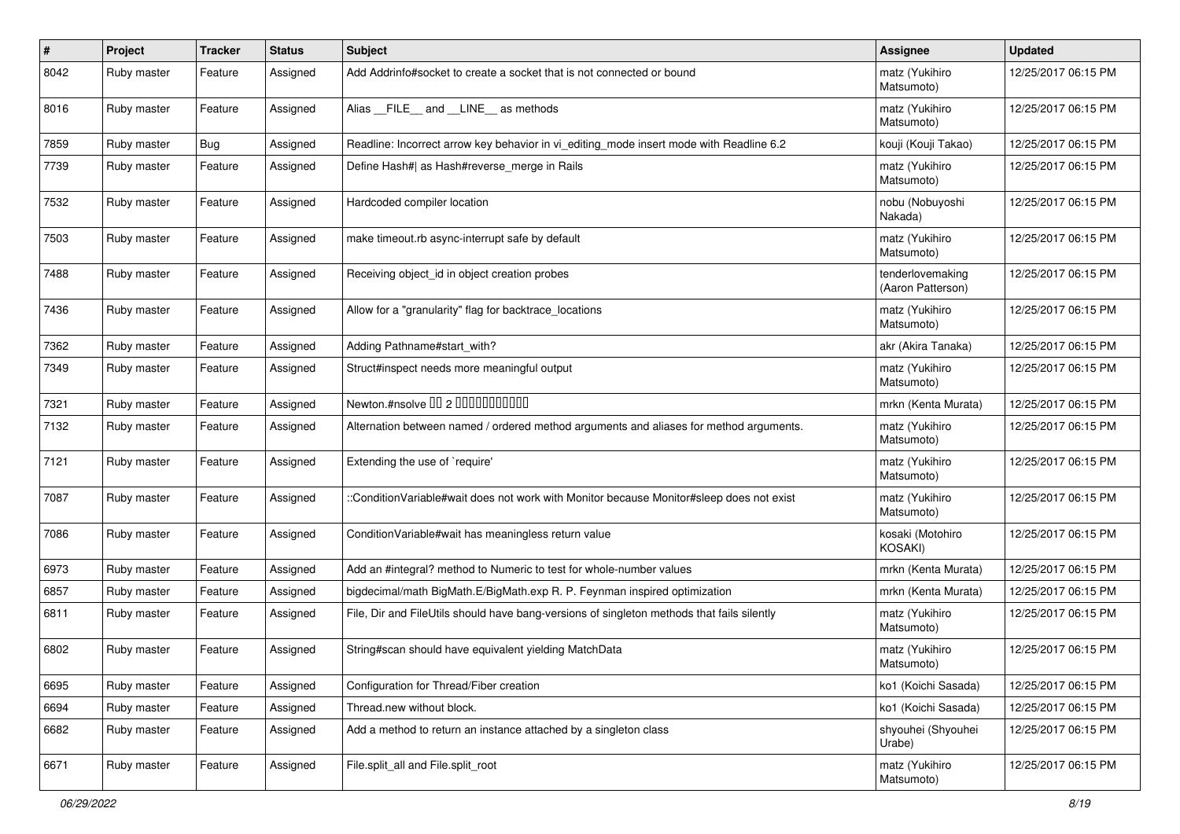| # | Project | Tracker | Status | Subject | Assignee | Updated |
|---|---|---|---|---|---|---|
| 8042 | Ruby master | Feature | Assigned | Add Addrinfo#socket to create a socket that is not connected or bound | matz (Yukihiro Matsumoto) | 12/25/2017 06:15 PM |
| 8016 | Ruby master | Feature | Assigned | Alias __FILE__ and __LINE__ as methods | matz (Yukihiro Matsumoto) | 12/25/2017 06:15 PM |
| 7859 | Ruby master | Bug | Assigned | Readline: Incorrect arrow key behavior in vi_editing_mode insert mode with Readline 6.2 | kouji (Kouji Takao) | 12/25/2017 06:15 PM |
| 7739 | Ruby master | Feature | Assigned | Define Hash#| as Hash#reverse_merge in Rails | matz (Yukihiro Matsumoto) | 12/25/2017 06:15 PM |
| 7532 | Ruby master | Feature | Assigned | Hardcoded compiler location | nobu (Nobuyoshi Nakada) | 12/25/2017 06:15 PM |
| 7503 | Ruby master | Feature | Assigned | make timeout.rb async-interrupt safe by default | matz (Yukihiro Matsumoto) | 12/25/2017 06:15 PM |
| 7488 | Ruby master | Feature | Assigned | Receiving object_id in object creation probes | tenderlovemaking (Aaron Patterson) | 12/25/2017 06:15 PM |
| 7436 | Ruby master | Feature | Assigned | Allow for a "granularity" flag for backtrace_locations | matz (Yukihiro Matsumoto) | 12/25/2017 06:15 PM |
| 7362 | Ruby master | Feature | Assigned | Adding Pathname#start_with? | akr (Akira Tanaka) | 12/25/2017 06:15 PM |
| 7349 | Ruby master | Feature | Assigned | Struct#inspect needs more meaningful output | matz (Yukihiro Matsumoto) | 12/25/2017 06:15 PM |
| 7321 | Ruby master | Feature | Assigned | Newton.#nsolve 00 2 0000000000 | mrkn (Kenta Murata) | 12/25/2017 06:15 PM |
| 7132 | Ruby master | Feature | Assigned | Alternation between named / ordered method arguments and aliases for method arguments. | matz (Yukihiro Matsumoto) | 12/25/2017 06:15 PM |
| 7121 | Ruby master | Feature | Assigned | Extending the use of `require' | matz (Yukihiro Matsumoto) | 12/25/2017 06:15 PM |
| 7087 | Ruby master | Feature | Assigned | ::ConditionVariable#wait does not work with Monitor because Monitor#sleep does not exist | matz (Yukihiro Matsumoto) | 12/25/2017 06:15 PM |
| 7086 | Ruby master | Feature | Assigned | ConditionVariable#wait has meaningless return value | kosaki (Motohiro KOSAKI) | 12/25/2017 06:15 PM |
| 6973 | Ruby master | Feature | Assigned | Add an #integral? method to Numeric to test for whole-number values | mrkn (Kenta Murata) | 12/25/2017 06:15 PM |
| 6857 | Ruby master | Feature | Assigned | bigdecimal/math BigMath.E/BigMath.exp R. P. Feynman inspired optimization | mrkn (Kenta Murata) | 12/25/2017 06:15 PM |
| 6811 | Ruby master | Feature | Assigned | File, Dir and FileUtils should have bang-versions of singleton methods that fails silently | matz (Yukihiro Matsumoto) | 12/25/2017 06:15 PM |
| 6802 | Ruby master | Feature | Assigned | String#scan should have equivalent yielding MatchData | matz (Yukihiro Matsumoto) | 12/25/2017 06:15 PM |
| 6695 | Ruby master | Feature | Assigned | Configuration for Thread/Fiber creation | ko1 (Koichi Sasada) | 12/25/2017 06:15 PM |
| 6694 | Ruby master | Feature | Assigned | Thread.new without block. | ko1 (Koichi Sasada) | 12/25/2017 06:15 PM |
| 6682 | Ruby master | Feature | Assigned | Add a method to return an instance attached by a singleton class | shyouhei (Shyouhei Urabe) | 12/25/2017 06:15 PM |
| 6671 | Ruby master | Feature | Assigned | File.split_all and File.split_root | matz (Yukihiro Matsumoto) | 12/25/2017 06:15 PM |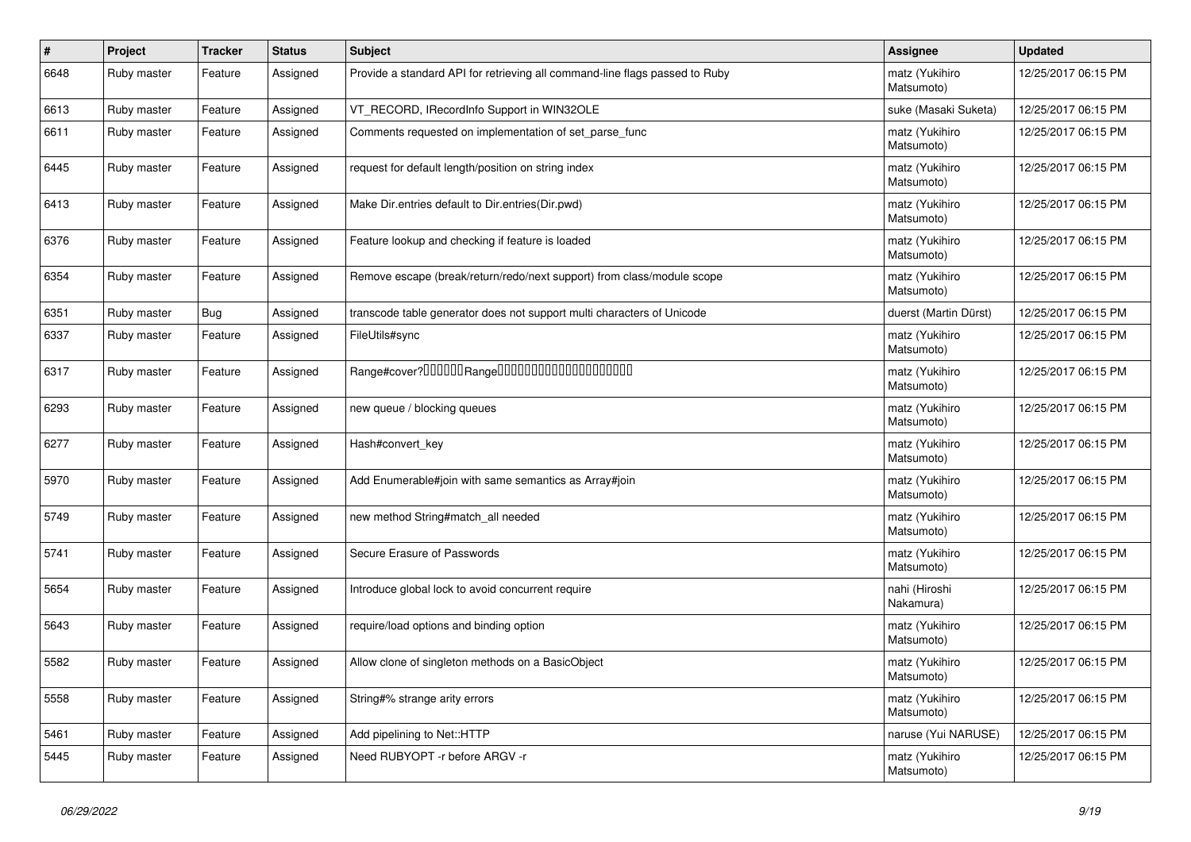| # | Project | Tracker | Status | Subject | Assignee | Updated |
|---|---|---|---|---|---|---|
| 6648 | Ruby master | Feature | Assigned | Provide a standard API for retrieving all command-line flags passed to Ruby | matz (Yukihiro Matsumoto) | 12/25/2017 06:15 PM |
| 6613 | Ruby master | Feature | Assigned | VT_RECORD, IRecordInfo Support in WIN32OLE | suke (Masaki Suketa) | 12/25/2017 06:15 PM |
| 6611 | Ruby master | Feature | Assigned | Comments requested on implementation of set_parse_func | matz (Yukihiro Matsumoto) | 12/25/2017 06:15 PM |
| 6445 | Ruby master | Feature | Assigned | request for default length/position on string index | matz (Yukihiro Matsumoto) | 12/25/2017 06:15 PM |
| 6413 | Ruby master | Feature | Assigned | Make Dir.entries default to Dir.entries(Dir.pwd) | matz (Yukihiro Matsumoto) | 12/25/2017 06:15 PM |
| 6376 | Ruby master | Feature | Assigned | Feature lookup and checking if feature is loaded | matz (Yukihiro Matsumoto) | 12/25/2017 06:15 PM |
| 6354 | Ruby master | Feature | Assigned | Remove escape (break/return/redo/next support) from class/module scope | matz (Yukihiro Matsumoto) | 12/25/2017 06:15 PM |
| 6351 | Ruby master | Bug | Assigned | transcode table generator does not support multi characters of Unicode | duerst (Martin Dürst) | 12/25/2017 06:15 PM |
| 6337 | Ruby master | Feature | Assigned | FileUtils#sync | matz (Yukihiro Matsumoto) | 12/25/2017 06:15 PM |
| 6317 | Ruby master | Feature | Assigned | Range#cover?□□□□□□Range□□□□□□□□□□□□□□□□□□□□ | matz (Yukihiro Matsumoto) | 12/25/2017 06:15 PM |
| 6293 | Ruby master | Feature | Assigned | new queue / blocking queues | matz (Yukihiro Matsumoto) | 12/25/2017 06:15 PM |
| 6277 | Ruby master | Feature | Assigned | Hash#convert_key | matz (Yukihiro Matsumoto) | 12/25/2017 06:15 PM |
| 5970 | Ruby master | Feature | Assigned | Add Enumerable#join with same semantics as Array#join | matz (Yukihiro Matsumoto) | 12/25/2017 06:15 PM |
| 5749 | Ruby master | Feature | Assigned | new method String#match_all needed | matz (Yukihiro Matsumoto) | 12/25/2017 06:15 PM |
| 5741 | Ruby master | Feature | Assigned | Secure Erasure of Passwords | matz (Yukihiro Matsumoto) | 12/25/2017 06:15 PM |
| 5654 | Ruby master | Feature | Assigned | Introduce global lock to avoid concurrent require | nahi (Hiroshi Nakamura) | 12/25/2017 06:15 PM |
| 5643 | Ruby master | Feature | Assigned | require/load options and binding option | matz (Yukihiro Matsumoto) | 12/25/2017 06:15 PM |
| 5582 | Ruby master | Feature | Assigned | Allow clone of singleton methods on a BasicObject | matz (Yukihiro Matsumoto) | 12/25/2017 06:15 PM |
| 5558 | Ruby master | Feature | Assigned | String#% strange arity errors | matz (Yukihiro Matsumoto) | 12/25/2017 06:15 PM |
| 5461 | Ruby master | Feature | Assigned | Add pipelining to Net::HTTP | naruse (Yui NARUSE) | 12/25/2017 06:15 PM |
| 5445 | Ruby master | Feature | Assigned | Need RUBYOPT -r before ARGV -r | matz (Yukihiro Matsumoto) | 12/25/2017 06:15 PM |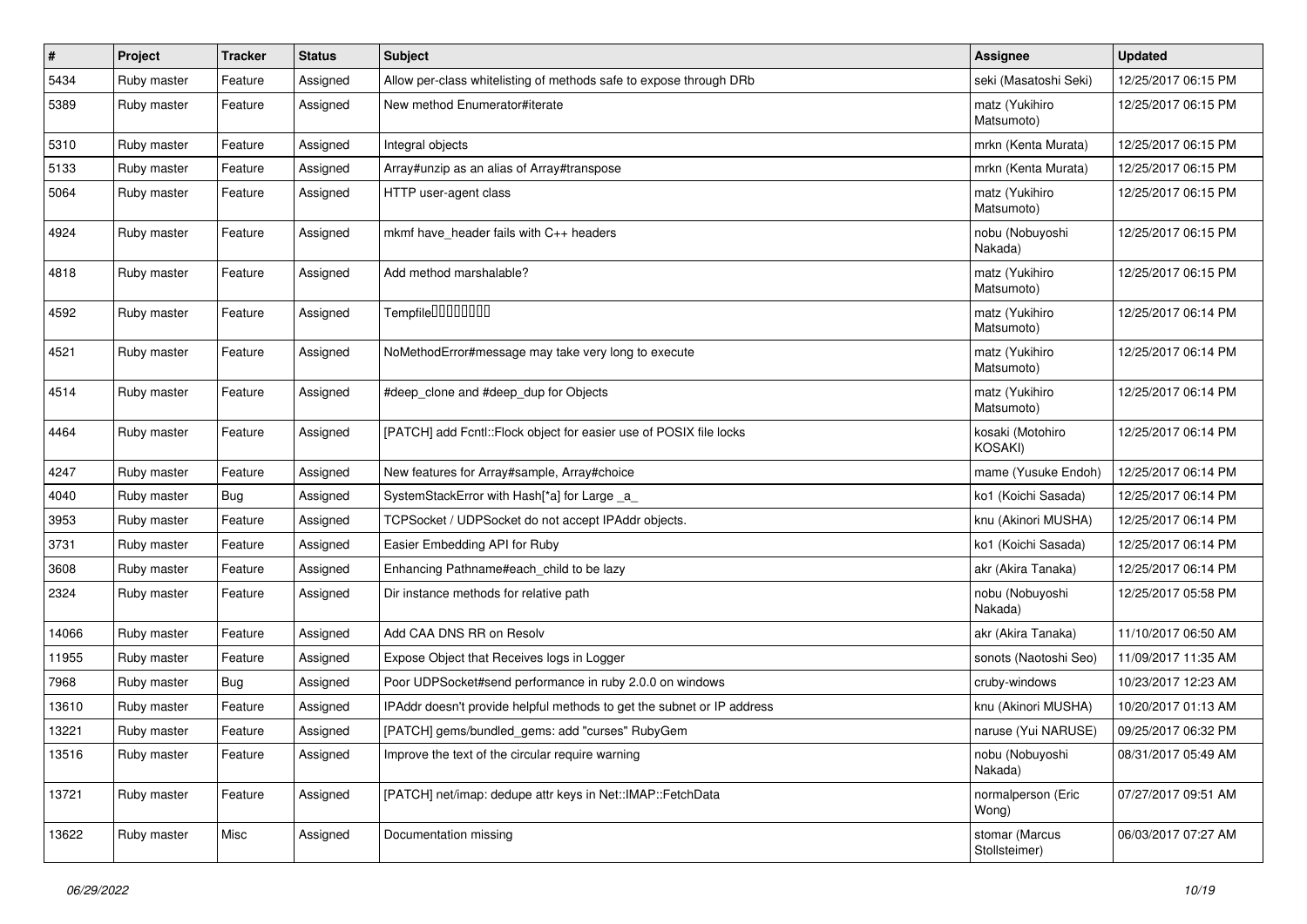| # | Project | Tracker | Status | Subject | Assignee | Updated |
|---|---|---|---|---|---|---|
| 5434 | Ruby master | Feature | Assigned | Allow per-class whitelisting of methods safe to expose through DRb | seki (Masatoshi Seki) | 12/25/2017 06:15 PM |
| 5389 | Ruby master | Feature | Assigned | New method Enumerator#iterate | matz (Yukihiro Matsumoto) | 12/25/2017 06:15 PM |
| 5310 | Ruby master | Feature | Assigned | Integral objects | mrkn (Kenta Murata) | 12/25/2017 06:15 PM |
| 5133 | Ruby master | Feature | Assigned | Array#unzip as an alias of Array#transpose | mrkn (Kenta Murata) | 12/25/2017 06:15 PM |
| 5064 | Ruby master | Feature | Assigned | HTTP user-agent class | matz (Yukihiro Matsumoto) | 12/25/2017 06:15 PM |
| 4924 | Ruby master | Feature | Assigned | mkmf have_header fails with C++ headers | nobu (Nobuyoshi Nakada) | 12/25/2017 06:15 PM |
| 4818 | Ruby master | Feature | Assigned | Add method marshalable? | matz (Yukihiro Matsumoto) | 12/25/2017 06:15 PM |
| 4592 | Ruby master | Feature | Assigned | Tempfile□□□□□□□□ | matz (Yukihiro Matsumoto) | 12/25/2017 06:14 PM |
| 4521 | Ruby master | Feature | Assigned | NoMethodError#message may take very long to execute | matz (Yukihiro Matsumoto) | 12/25/2017 06:14 PM |
| 4514 | Ruby master | Feature | Assigned | #deep_clone and #deep_dup for Objects | matz (Yukihiro Matsumoto) | 12/25/2017 06:14 PM |
| 4464 | Ruby master | Feature | Assigned | [PATCH] add Fcntl::Flock object for easier use of POSIX file locks | kosaki (Motohiro KOSAKI) | 12/25/2017 06:14 PM |
| 4247 | Ruby master | Feature | Assigned | New features for Array#sample, Array#choice | mame (Yusuke Endoh) | 12/25/2017 06:14 PM |
| 4040 | Ruby master | Bug | Assigned | SystemStackError with Hash[*a] for Large _a_ | ko1 (Koichi Sasada) | 12/25/2017 06:14 PM |
| 3953 | Ruby master | Feature | Assigned | TCPSocket / UDPSocket do not accept IPAddr objects. | knu (Akinori MUSHA) | 12/25/2017 06:14 PM |
| 3731 | Ruby master | Feature | Assigned | Easier Embedding API for Ruby | ko1 (Koichi Sasada) | 12/25/2017 06:14 PM |
| 3608 | Ruby master | Feature | Assigned | Enhancing Pathname#each_child to be lazy | akr (Akira Tanaka) | 12/25/2017 06:14 PM |
| 2324 | Ruby master | Feature | Assigned | Dir instance methods for relative path | nobu (Nobuyoshi Nakada) | 12/25/2017 05:58 PM |
| 14066 | Ruby master | Feature | Assigned | Add CAA DNS RR on Resolv | akr (Akira Tanaka) | 11/10/2017 06:50 AM |
| 11955 | Ruby master | Feature | Assigned | Expose Object that Receives logs in Logger | sonots (Naotoshi Seo) | 11/09/2017 11:35 AM |
| 7968 | Ruby master | Bug | Assigned | Poor UDPSocket#send performance in ruby 2.0.0 on windows | cruby-windows | 10/23/2017 12:23 AM |
| 13610 | Ruby master | Feature | Assigned | IPAddr doesn't provide helpful methods to get the subnet or IP address | knu (Akinori MUSHA) | 10/20/2017 01:13 AM |
| 13221 | Ruby master | Feature | Assigned | [PATCH] gems/bundled_gems: add "curses" RubyGem | naruse (Yui NARUSE) | 09/25/2017 06:32 PM |
| 13516 | Ruby master | Feature | Assigned | Improve the text of the circular require warning | nobu (Nobuyoshi Nakada) | 08/31/2017 05:49 AM |
| 13721 | Ruby master | Feature | Assigned | [PATCH] net/imap: dedupe attr keys in Net::IMAP::FetchData | normalperson (Eric Wong) | 07/27/2017 09:51 AM |
| 13622 | Ruby master | Misc | Assigned | Documentation missing | stomar (Marcus Stollsteimer) | 06/03/2017 07:27 AM |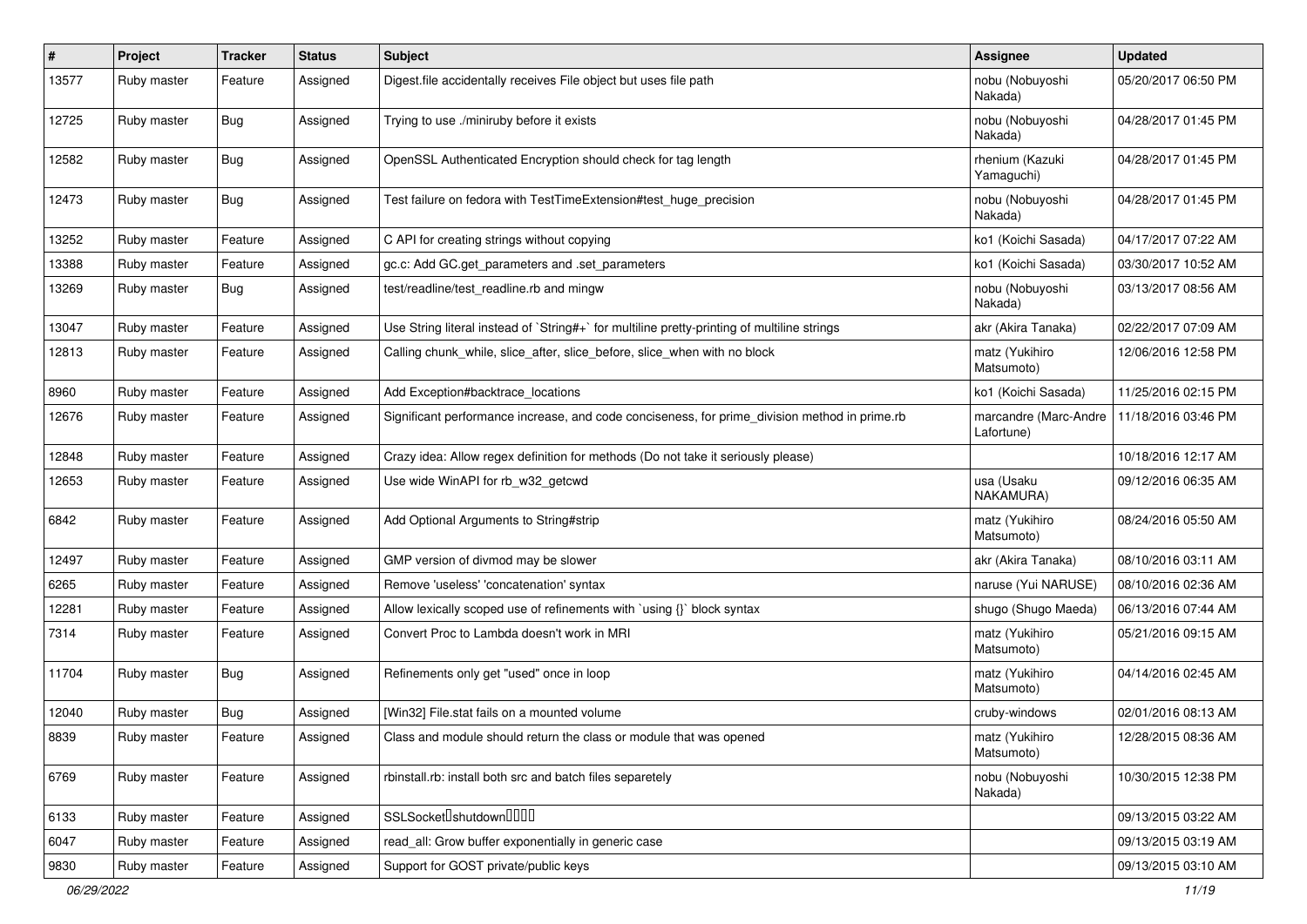| # | Project | Tracker | Status | Subject | Assignee | Updated |
|---|---|---|---|---|---|---|
| 13577 | Ruby master | Feature | Assigned | Digest.file accidentally receives File object but uses file path | nobu (Nobuyoshi Nakada) | 05/20/2017 06:50 PM |
| 12725 | Ruby master | Bug | Assigned | Trying to use ./miniruby before it exists | nobu (Nobuyoshi Nakada) | 04/28/2017 01:45 PM |
| 12582 | Ruby master | Bug | Assigned | OpenSSL Authenticated Encryption should check for tag length | rhenium (Kazuki Yamaguchi) | 04/28/2017 01:45 PM |
| 12473 | Ruby master | Bug | Assigned | Test failure on fedora with TestTimeExtension#test_huge_precision | nobu (Nobuyoshi Nakada) | 04/28/2017 01:45 PM |
| 13252 | Ruby master | Feature | Assigned | C API for creating strings without copying | ko1 (Koichi Sasada) | 04/17/2017 07:22 AM |
| 13388 | Ruby master | Feature | Assigned | gc.c: Add GC.get_parameters and .set_parameters | ko1 (Koichi Sasada) | 03/30/2017 10:52 AM |
| 13269 | Ruby master | Bug | Assigned | test/readline/test_readline.rb and mingw | nobu (Nobuyoshi Nakada) | 03/13/2017 08:56 AM |
| 13047 | Ruby master | Feature | Assigned | Use String literal instead of `String#+` for multiline pretty-printing of multiline strings | akr (Akira Tanaka) | 02/22/2017 07:09 AM |
| 12813 | Ruby master | Feature | Assigned | Calling chunk_while, slice_after, slice_before, slice_when with no block | matz (Yukihiro Matsumoto) | 12/06/2016 12:58 PM |
| 8960 | Ruby master | Feature | Assigned | Add Exception#backtrace_locations | ko1 (Koichi Sasada) | 11/25/2016 02:15 PM |
| 12676 | Ruby master | Feature | Assigned | Significant performance increase, and code conciseness, for prime_division method in prime.rb | marcandre (Marc-Andre Lafortune) | 11/18/2016 03:46 PM |
| 12848 | Ruby master | Feature | Assigned | Crazy idea: Allow regex definition for methods (Do not take it seriously please) | | 10/18/2016 12:17 AM |
| 12653 | Ruby master | Feature | Assigned | Use wide WinAPI for rb_w32_getcwd | usa (Usaku NAKAMURA) | 09/12/2016 06:35 AM |
| 6842 | Ruby master | Feature | Assigned | Add Optional Arguments to String#strip | matz (Yukihiro Matsumoto) | 08/24/2016 05:50 AM |
| 12497 | Ruby master | Feature | Assigned | GMP version of divmod may be slower | akr (Akira Tanaka) | 08/10/2016 03:11 AM |
| 6265 | Ruby master | Feature | Assigned | Remove 'useless' 'concatenation' syntax | naruse (Yui NARUSE) | 08/10/2016 02:36 AM |
| 12281 | Ruby master | Feature | Assigned | Allow lexically scoped use of refinements with `using {}` block syntax | shugo (Shugo Maeda) | 06/13/2016 07:44 AM |
| 7314 | Ruby master | Feature | Assigned | Convert Proc to Lambda doesn't work in MRI | matz (Yukihiro Matsumoto) | 05/21/2016 09:15 AM |
| 11704 | Ruby master | Bug | Assigned | Refinements only get "used" once in loop | matz (Yukihiro Matsumoto) | 04/14/2016 02:45 AM |
| 12040 | Ruby master | Bug | Assigned | [Win32] File.stat fails on a mounted volume | cruby-windows | 02/01/2016 08:13 AM |
| 8839 | Ruby master | Feature | Assigned | Class and module should return the class or module that was opened | matz (Yukihiro Matsumoto) | 12/28/2015 08:36 AM |
| 6769 | Ruby master | Feature | Assigned | rbinstall.rb: install both src and batch files separetely | nobu (Nobuyoshi Nakada) | 10/30/2015 12:38 PM |
| 6133 | Ruby master | Feature | Assigned | SSLSocket�shutdown���� | | 09/13/2015 03:22 AM |
| 6047 | Ruby master | Feature | Assigned | read_all: Grow buffer exponentially in generic case | | 09/13/2015 03:19 AM |
| 9830 | Ruby master | Feature | Assigned | Support for GOST private/public keys | | 09/13/2015 03:10 AM |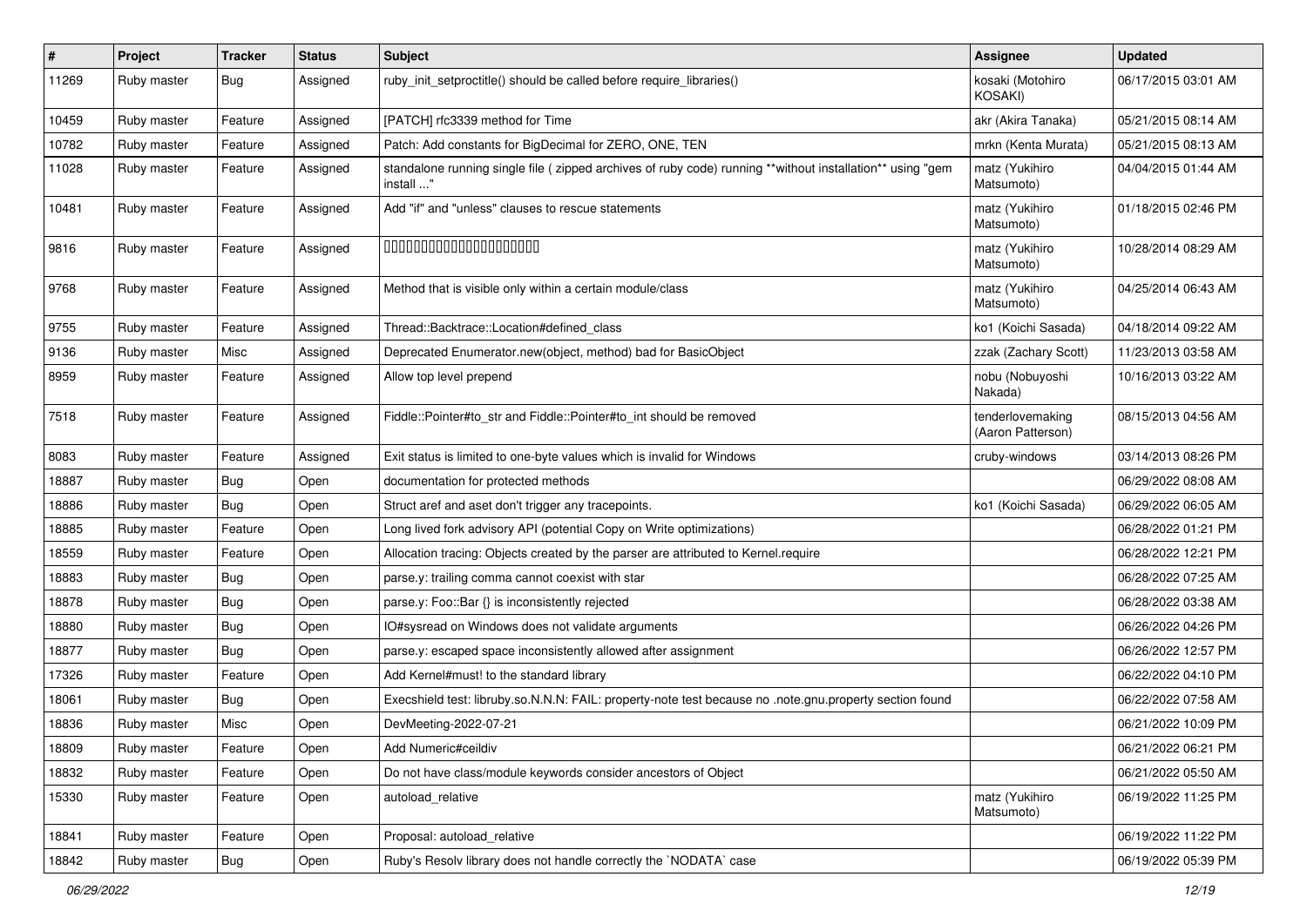| # | Project | Tracker | Status | Subject | Assignee | Updated |
|---|---|---|---|---|---|---|
| 11269 | Ruby master | Bug | Assigned | ruby_init_setproctitle() should be called before require_libraries() | kosaki (Motohiro KOSAKI) | 06/17/2015 03:01 AM |
| 10459 | Ruby master | Feature | Assigned | [PATCH] rfc3339 method for Time | akr (Akira Tanaka) | 05/21/2015 08:14 AM |
| 10782 | Ruby master | Feature | Assigned | Patch: Add constants for BigDecimal for ZERO, ONE, TEN | mrkn (Kenta Murata) | 05/21/2015 08:13 AM |
| 11028 | Ruby master | Feature | Assigned | standalone running single file ( zipped archives of ruby code) running **without installation** using "gem install ..." | matz (Yukihiro Matsumoto) | 04/04/2015 01:44 AM |
| 10481 | Ruby master | Feature | Assigned | Add "if" and "unless" clauses to rescue statements | matz (Yukihiro Matsumoto) | 01/18/2015 02:46 PM |
| 9816 | Ruby master | Feature | Assigned | 00000000000000000000000 | matz (Yukihiro Matsumoto) | 10/28/2014 08:29 AM |
| 9768 | Ruby master | Feature | Assigned | Method that is visible only within a certain module/class | matz (Yukihiro Matsumoto) | 04/25/2014 06:43 AM |
| 9755 | Ruby master | Feature | Assigned | Thread::Backtrace::Location#defined_class | ko1 (Koichi Sasada) | 04/18/2014 09:22 AM |
| 9136 | Ruby master | Misc | Assigned | Deprecated Enumerator.new(object, method) bad for BasicObject | zzak (Zachary Scott) | 11/23/2013 03:58 AM |
| 8959 | Ruby master | Feature | Assigned | Allow top level prepend | nobu (Nobuyoshi Nakada) | 10/16/2013 03:22 AM |
| 7518 | Ruby master | Feature | Assigned | Fiddle::Pointer#to_str and Fiddle::Pointer#to_int should be removed | tenderlovemaking (Aaron Patterson) | 08/15/2013 04:56 AM |
| 8083 | Ruby master | Feature | Assigned | Exit status is limited to one-byte values which is invalid for Windows | cruby-windows | 03/14/2013 08:26 PM |
| 18887 | Ruby master | Bug | Open | documentation for protected methods | | 06/29/2022 08:08 AM |
| 18886 | Ruby master | Bug | Open | Struct aref and aset don't trigger any tracepoints. | ko1 (Koichi Sasada) | 06/29/2022 06:05 AM |
| 18885 | Ruby master | Feature | Open | Long lived fork advisory API (potential Copy on Write optimizations) | | 06/28/2022 01:21 PM |
| 18559 | Ruby master | Feature | Open | Allocation tracing: Objects created by the parser are attributed to Kernel.require | | 06/28/2022 12:21 PM |
| 18883 | Ruby master | Bug | Open | parse.y: trailing comma cannot coexist with star | | 06/28/2022 07:25 AM |
| 18878 | Ruby master | Bug | Open | parse.y: Foo::Bar {} is inconsistently rejected | | 06/28/2022 03:38 AM |
| 18880 | Ruby master | Bug | Open | IO#sysread on Windows does not validate arguments | | 06/26/2022 04:26 PM |
| 18877 | Ruby master | Bug | Open | parse.y: escaped space inconsistently allowed after assignment | | 06/26/2022 12:57 PM |
| 17326 | Ruby master | Feature | Open | Add Kernel#must! to the standard library | | 06/22/2022 04:10 PM |
| 18061 | Ruby master | Bug | Open | Execshield test: libruby.so.N.N.N: FAIL: property-note test because no .note.gnu.property section found | | 06/22/2022 07:58 AM |
| 18836 | Ruby master | Misc | Open | DevMeeting-2022-07-21 | | 06/21/2022 10:09 PM |
| 18809 | Ruby master | Feature | Open | Add Numeric#ceildiv | | 06/21/2022 06:21 PM |
| 18832 | Ruby master | Feature | Open | Do not have class/module keywords consider ancestors of Object | | 06/21/2022 05:50 AM |
| 15330 | Ruby master | Feature | Open | autoload_relative | matz (Yukihiro Matsumoto) | 06/19/2022 11:25 PM |
| 18841 | Ruby master | Feature | Open | Proposal: autoload_relative | | 06/19/2022 11:22 PM |
| 18842 | Ruby master | Bug | Open | Ruby's Resolv library does not handle correctly the `NODATA` case | | 06/19/2022 05:39 PM |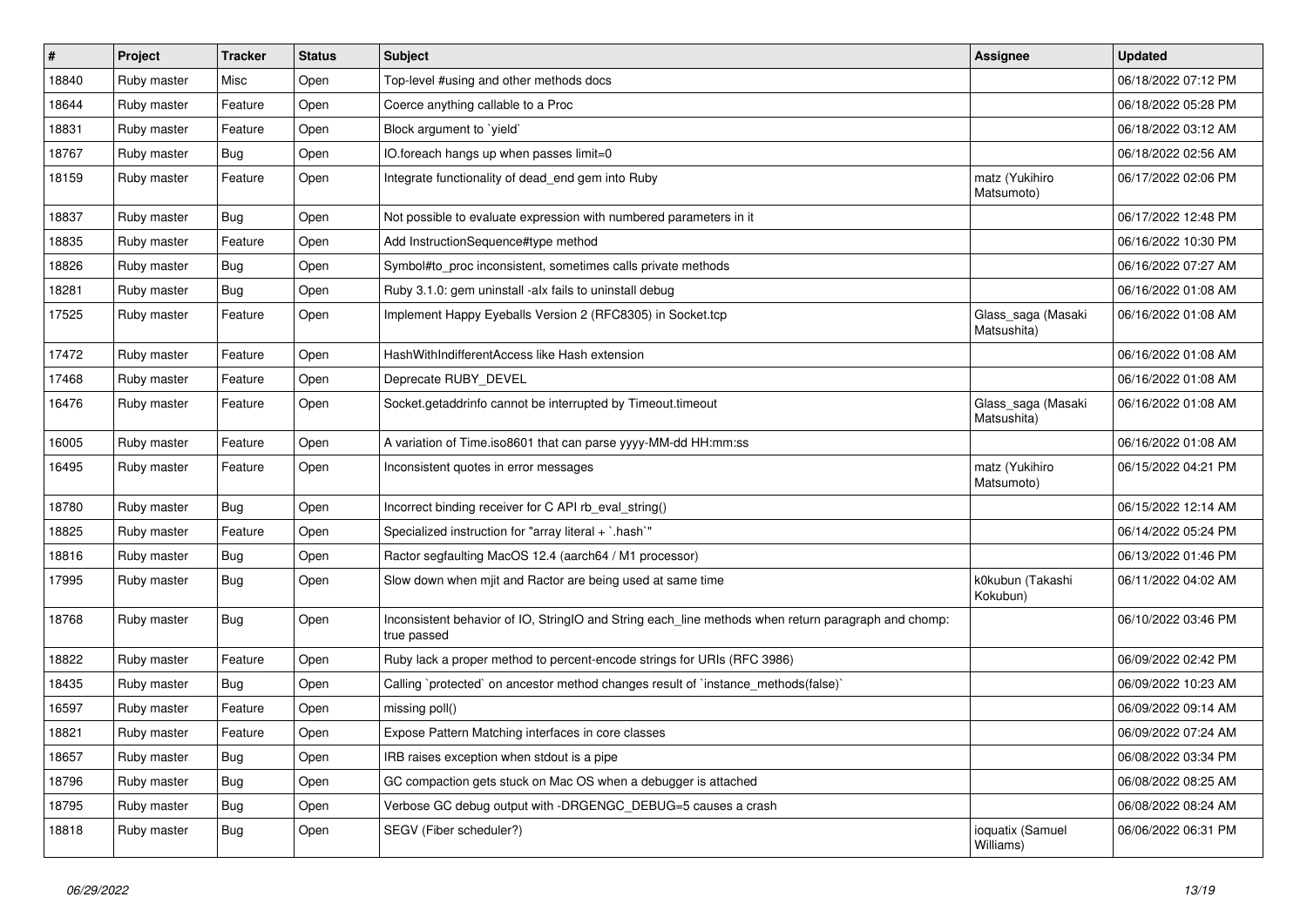| # | Project | Tracker | Status | Subject | Assignee | Updated |
|---|---|---|---|---|---|---|
| 18840 | Ruby master | Misc | Open | Top-level #using and other methods docs | | 06/18/2022 07:12 PM |
| 18644 | Ruby master | Feature | Open | Coerce anything callable to a Proc | | 06/18/2022 05:28 PM |
| 18831 | Ruby master | Feature | Open | Block argument to `yield` | | 06/18/2022 03:12 AM |
| 18767 | Ruby master | Bug | Open | IO.foreach hangs up when passes limit=0 | | 06/18/2022 02:56 AM |
| 18159 | Ruby master | Feature | Open | Integrate functionality of dead_end gem into Ruby | matz (Yukihiro Matsumoto) | 06/17/2022 02:06 PM |
| 18837 | Ruby master | Bug | Open | Not possible to evaluate expression with numbered parameters in it | | 06/17/2022 12:48 PM |
| 18835 | Ruby master | Feature | Open | Add InstructionSequence#type method | | 06/16/2022 10:30 PM |
| 18826 | Ruby master | Bug | Open | Symbol#to_proc inconsistent, sometimes calls private methods | | 06/16/2022 07:27 AM |
| 18281 | Ruby master | Bug | Open | Ruby 3.1.0: gem uninstall -alx fails to uninstall debug | | 06/16/2022 01:08 AM |
| 17525 | Ruby master | Feature | Open | Implement Happy Eyeballs Version 2 (RFC8305) in Socket.tcp | Glass_saga (Masaki Matsushita) | 06/16/2022 01:08 AM |
| 17472 | Ruby master | Feature | Open | HashWithIndifferentAccess like Hash extension | | 06/16/2022 01:08 AM |
| 17468 | Ruby master | Feature | Open | Deprecate RUBY_DEVEL | | 06/16/2022 01:08 AM |
| 16476 | Ruby master | Feature | Open | Socket.getaddrinfo cannot be interrupted by Timeout.timeout | Glass_saga (Masaki Matsushita) | 06/16/2022 01:08 AM |
| 16005 | Ruby master | Feature | Open | A variation of Time.iso8601 that can parse yyyy-MM-dd HH:mm:ss | | 06/16/2022 01:08 AM |
| 16495 | Ruby master | Feature | Open | Inconsistent quotes in error messages | matz (Yukihiro Matsumoto) | 06/15/2022 04:21 PM |
| 18780 | Ruby master | Bug | Open | Incorrect binding receiver for C API rb_eval_string() | | 06/15/2022 12:14 AM |
| 18825 | Ruby master | Feature | Open | Specialized instruction for "array literal + `.hash`" | | 06/14/2022 05:24 PM |
| 18816 | Ruby master | Bug | Open | Ractor segfaulting MacOS 12.4 (aarch64 / M1 processor) | | 06/13/2022 01:46 PM |
| 17995 | Ruby master | Bug | Open | Slow down when mjit and Ractor are being used at same time | k0kubun (Takashi Kokubun) | 06/11/2022 04:02 AM |
| 18768 | Ruby master | Bug | Open | Inconsistent behavior of IO, StringIO and String each_line methods when return paragraph and chomp: true passed | | 06/10/2022 03:46 PM |
| 18822 | Ruby master | Feature | Open | Ruby lack a proper method to percent-encode strings for URIs (RFC 3986) | | 06/09/2022 02:42 PM |
| 18435 | Ruby master | Bug | Open | Calling `protected` on ancestor method changes result of `instance_methods(false)` | | 06/09/2022 10:23 AM |
| 16597 | Ruby master | Feature | Open | missing poll() | | 06/09/2022 09:14 AM |
| 18821 | Ruby master | Feature | Open | Expose Pattern Matching interfaces in core classes | | 06/09/2022 07:24 AM |
| 18657 | Ruby master | Bug | Open | IRB raises exception when stdout is a pipe | | 06/08/2022 03:34 PM |
| 18796 | Ruby master | Bug | Open | GC compaction gets stuck on Mac OS when a debugger is attached | | 06/08/2022 08:25 AM |
| 18795 | Ruby master | Bug | Open | Verbose GC debug output with -DRGENGC_DEBUG=5 causes a crash | | 06/08/2022 08:24 AM |
| 18818 | Ruby master | Bug | Open | SEGV (Fiber scheduler?) | ioquatix (Samuel Williams) | 06/06/2022 06:31 PM |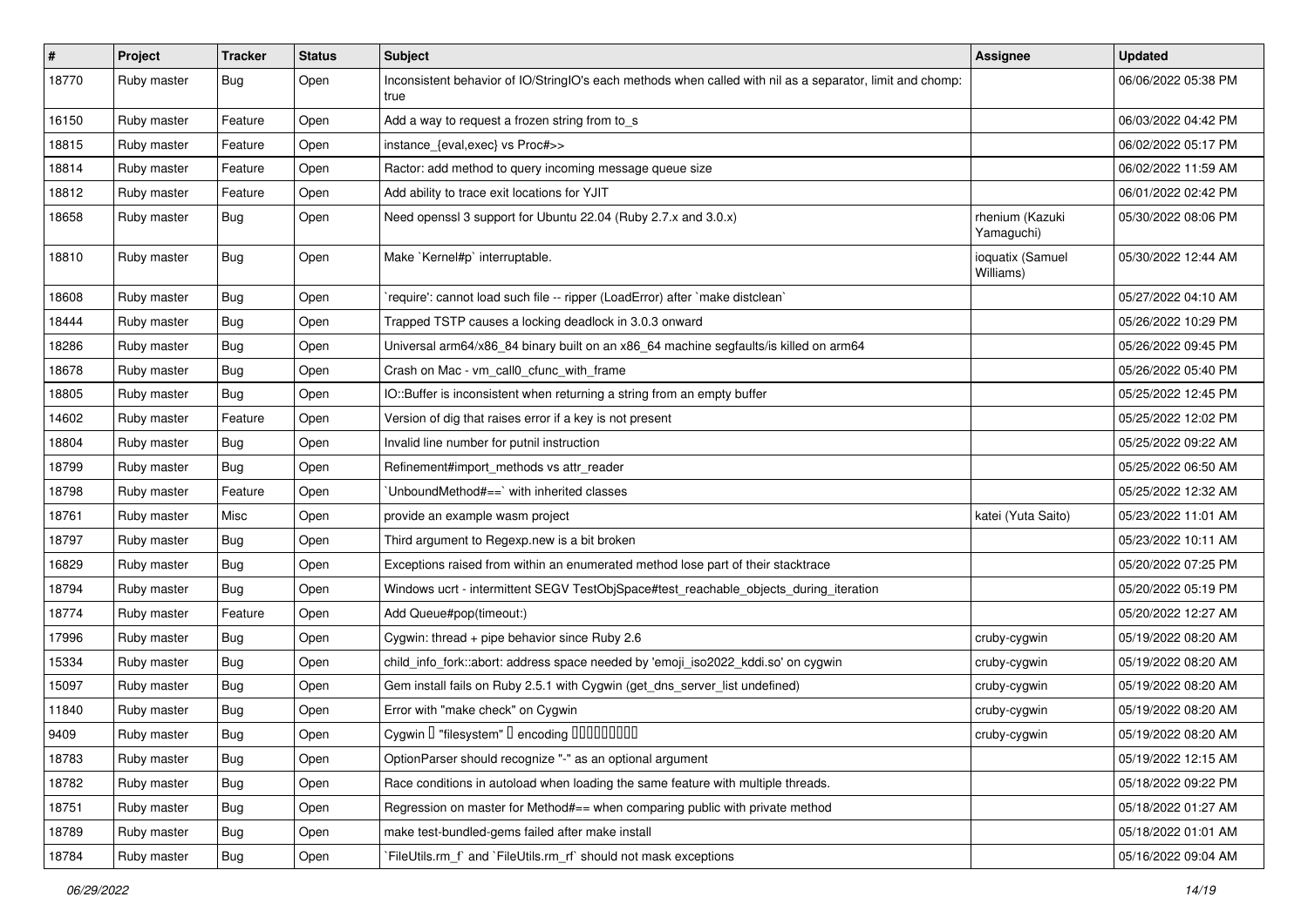| # | Project | Tracker | Status | Subject | Assignee | Updated |
|---|---|---|---|---|---|---|
| 18770 | Ruby master | Bug | Open | Inconsistent behavior of IO/StringIO's each methods when called with nil as a separator, limit and chomp: true | | 06/06/2022 05:38 PM |
| 16150 | Ruby master | Feature | Open | Add a way to request a frozen string from to_s | | 06/03/2022 04:42 PM |
| 18815 | Ruby master | Feature | Open | instance_{eval,exec} vs Proc#>> | | 06/02/2022 05:17 PM |
| 18814 | Ruby master | Feature | Open | Ractor: add method to query incoming message queue size | | 06/02/2022 11:59 AM |
| 18812 | Ruby master | Feature | Open | Add ability to trace exit locations for YJIT | | 06/01/2022 02:42 PM |
| 18658 | Ruby master | Bug | Open | Need openssl 3 support for Ubuntu 22.04 (Ruby 2.7.x and 3.0.x) | rhenium (Kazuki Yamaguchi) | 05/30/2022 08:06 PM |
| 18810 | Ruby master | Bug | Open | Make `Kernel#p` interruptable. | ioquatix (Samuel Williams) | 05/30/2022 12:44 AM |
| 18608 | Ruby master | Bug | Open | `require': cannot load such file -- ripper (LoadError) after `make distclean` | | 05/27/2022 04:10 AM |
| 18444 | Ruby master | Bug | Open | Trapped TSTP causes a locking deadlock in 3.0.3 onward | | 05/26/2022 10:29 PM |
| 18286 | Ruby master | Bug | Open | Universal arm64/x86_84 binary built on an x86_64 machine segfaults/is killed on arm64 | | 05/26/2022 09:45 PM |
| 18678 | Ruby master | Bug | Open | Crash on Mac - vm_call0_cfunc_with_frame | | 05/26/2022 05:40 PM |
| 18805 | Ruby master | Bug | Open | IO::Buffer is inconsistent when returning a string from an empty buffer | | 05/25/2022 12:45 PM |
| 14602 | Ruby master | Feature | Open | Version of dig that raises error if a key is not present | | 05/25/2022 12:02 PM |
| 18804 | Ruby master | Bug | Open | Invalid line number for putnil instruction | | 05/25/2022 09:22 AM |
| 18799 | Ruby master | Bug | Open | Refinement#import_methods vs attr_reader | | 05/25/2022 06:50 AM |
| 18798 | Ruby master | Feature | Open | `UnboundMethod#==` with inherited classes | | 05/25/2022 12:32 AM |
| 18761 | Ruby master | Misc | Open | provide an example wasm project | katei (Yuta Saito) | 05/23/2022 11:01 AM |
| 18797 | Ruby master | Bug | Open | Third argument to Regexp.new is a bit broken | | 05/23/2022 10:11 AM |
| 16829 | Ruby master | Bug | Open | Exceptions raised from within an enumerated method lose part of their stacktrace | | 05/20/2022 07:25 PM |
| 18794 | Ruby master | Bug | Open | Windows ucrt - intermittent SEGV TestObjSpace#test_reachable_objects_during_iteration | | 05/20/2022 05:19 PM |
| 18774 | Ruby master | Feature | Open | Add Queue#pop(timeout:) | | 05/20/2022 12:27 AM |
| 17996 | Ruby master | Bug | Open | Cygwin: thread + pipe behavior since Ruby 2.6 | cruby-cygwin | 05/19/2022 08:20 AM |
| 15334 | Ruby master | Bug | Open | child_info_fork::abort: address space needed by 'emoji_iso2022_kddi.so' on cygwin | cruby-cygwin | 05/19/2022 08:20 AM |
| 15097 | Ruby master | Bug | Open | Gem install fails on Ruby 2.5.1 with Cygwin (get_dns_server_list undefined) | cruby-cygwin | 05/19/2022 08:20 AM |
| 11840 | Ruby master | Bug | Open | Error with "make check" on Cygwin | cruby-cygwin | 05/19/2022 08:20 AM |
| 9409 | Ruby master | Bug | Open | Cygwin □ "filesystem" □ encoding □□□□□□□□□ | cruby-cygwin | 05/19/2022 08:20 AM |
| 18783 | Ruby master | Bug | Open | OptionParser should recognize "-" as an optional argument | | 05/19/2022 12:15 AM |
| 18782 | Ruby master | Bug | Open | Race conditions in autoload when loading the same feature with multiple threads. | | 05/18/2022 09:22 PM |
| 18751 | Ruby master | Bug | Open | Regression on master for Method#== when comparing public with private method | | 05/18/2022 01:27 AM |
| 18789 | Ruby master | Bug | Open | make test-bundled-gems failed after make install | | 05/18/2022 01:01 AM |
| 18784 | Ruby master | Bug | Open | `FileUtils.rm_f` and `FileUtils.rm_rf` should not mask exceptions | | 05/16/2022 09:04 AM |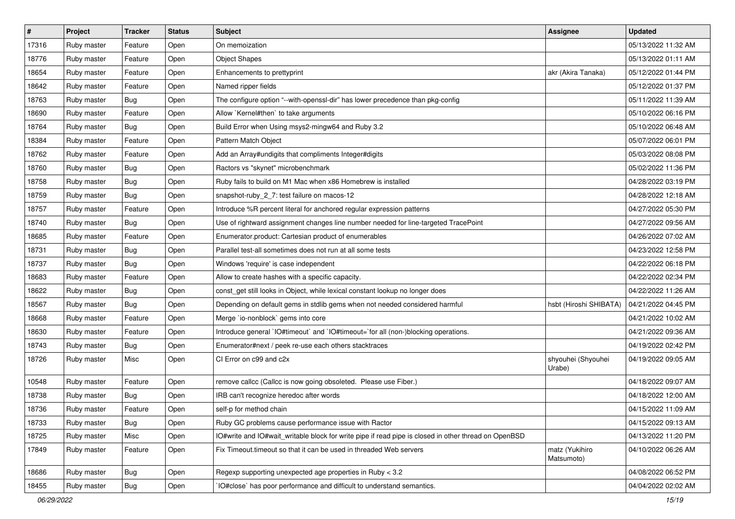| # | Project | Tracker | Status | Subject | Assignee | Updated |
|---|---|---|---|---|---|---|
| 17316 | Ruby master | Feature | Open | On memoization | | 05/13/2022 11:32 AM |
| 18776 | Ruby master | Feature | Open | Object Shapes | | 05/13/2022 01:11 AM |
| 18654 | Ruby master | Feature | Open | Enhancements to prettyprint | akr (Akira Tanaka) | 05/12/2022 01:44 PM |
| 18642 | Ruby master | Feature | Open | Named ripper fields | | 05/12/2022 01:37 PM |
| 18763 | Ruby master | Bug | Open | The configure option "--with-openssl-dir" has lower precedence than pkg-config | | 05/11/2022 11:39 AM |
| 18690 | Ruby master | Feature | Open | Allow `Kernel#then` to take arguments | | 05/10/2022 06:16 PM |
| 18764 | Ruby master | Bug | Open | Build Error when Using msys2-mingw64 and Ruby 3.2 | | 05/10/2022 06:48 AM |
| 18384 | Ruby master | Feature | Open | Pattern Match Object | | 05/07/2022 06:01 PM |
| 18762 | Ruby master | Feature | Open | Add an Array#undigits that compliments Integer#digits | | 05/03/2022 08:08 PM |
| 18760 | Ruby master | Bug | Open | Ractors vs "skynet" microbenchmark | | 05/02/2022 11:36 PM |
| 18758 | Ruby master | Bug | Open | Ruby fails to build on M1 Mac when x86 Homebrew is installed | | 04/28/2022 03:19 PM |
| 18759 | Ruby master | Bug | Open | snapshot-ruby_2_7: test failure on macos-12 | | 04/28/2022 12:18 AM |
| 18757 | Ruby master | Feature | Open | Introduce %R percent literal for anchored regular expression patterns | | 04/27/2022 05:30 PM |
| 18740 | Ruby master | Bug | Open | Use of rightward assignment changes line number needed for line-targeted TracePoint | | 04/27/2022 09:56 AM |
| 18685 | Ruby master | Feature | Open | Enumerator.product: Cartesian product of enumerables | | 04/26/2022 07:02 AM |
| 18731 | Ruby master | Bug | Open | Parallel test-all sometimes does not run at all some tests | | 04/23/2022 12:58 PM |
| 18737 | Ruby master | Bug | Open | Windows 'require' is case independent | | 04/22/2022 06:18 PM |
| 18683 | Ruby master | Feature | Open | Allow to create hashes with a specific capacity. | | 04/22/2022 02:34 PM |
| 18622 | Ruby master | Bug | Open | const_get still looks in Object, while lexical constant lookup no longer does | | 04/22/2022 11:26 AM |
| 18567 | Ruby master | Bug | Open | Depending on default gems in stdlib gems when not needed considered harmful | hsbt (Hiroshi SHIBATA) | 04/21/2022 04:45 PM |
| 18668 | Ruby master | Feature | Open | Merge `io-nonblock` gems into core | | 04/21/2022 10:02 AM |
| 18630 | Ruby master | Feature | Open | Introduce general `IO#timeout` and `IO#timeout=`for all (non-)blocking operations. | | 04/21/2022 09:36 AM |
| 18743 | Ruby master | Bug | Open | Enumerator#next / peek re-use each others stacktraces | | 04/19/2022 02:42 PM |
| 18726 | Ruby master | Misc | Open | CI Error on c99 and c2x | shyouhei (Shyouhei Urabe) | 04/19/2022 09:05 AM |
| 10548 | Ruby master | Feature | Open | remove callcc (Callcc is now going obsoleted. Please use Fiber.) | | 04/18/2022 09:07 AM |
| 18738 | Ruby master | Bug | Open | IRB can't recognize heredoc after words | | 04/18/2022 12:00 AM |
| 18736 | Ruby master | Feature | Open | self-p for method chain | | 04/15/2022 11:09 AM |
| 18733 | Ruby master | Bug | Open | Ruby GC problems cause performance issue with Ractor | | 04/15/2022 09:13 AM |
| 18725 | Ruby master | Misc | Open | IO#write and IO#wait_writable block for write pipe if read pipe is closed in other thread on OpenBSD | | 04/13/2022 11:20 PM |
| 17849 | Ruby master | Feature | Open | Fix Timeout.timeout so that it can be used in threaded Web servers | matz (Yukihiro Matsumoto) | 04/10/2022 06:26 AM |
| 18686 | Ruby master | Bug | Open | Regexp supporting unexpected age properties in Ruby < 3.2 | | 04/08/2022 06:52 PM |
| 18455 | Ruby master | Bug | Open | `IO#close` has poor performance and difficult to understand semantics. | | 04/04/2022 02:02 AM |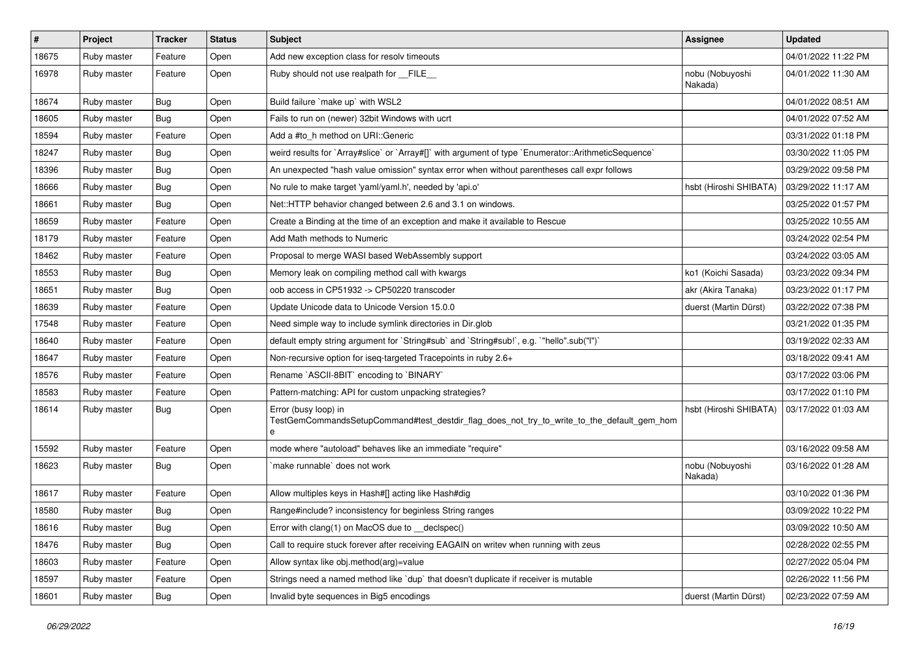| # | Project | Tracker | Status | Subject | Assignee | Updated |
|---|---|---|---|---|---|---|
| 18675 | Ruby master | Feature | Open | Add new exception class for resolv timeouts | | 04/01/2022 11:22 PM |
| 16978 | Ruby master | Feature | Open | Ruby should not use realpath for __FILE__ | nobu (Nobuyoshi Nakada) | 04/01/2022 11:30 AM |
| 18674 | Ruby master | Bug | Open | Build failure `make up` with WSL2 | | 04/01/2022 08:51 AM |
| 18605 | Ruby master | Bug | Open | Fails to run on (newer) 32bit Windows with ucrt | | 04/01/2022 07:52 AM |
| 18594 | Ruby master | Feature | Open | Add a #to_h method on URI::Generic | | 03/31/2022 01:18 PM |
| 18247 | Ruby master | Bug | Open | weird results for `Array#slice` or `Array#[]` with argument of type `Enumerator::ArithmeticSequence` | | 03/30/2022 11:05 PM |
| 18396 | Ruby master | Bug | Open | An unexpected "hash value omission" syntax error when without parentheses call expr follows | | 03/29/2022 09:58 PM |
| 18666 | Ruby master | Bug | Open | No rule to make target 'yaml/yaml.h', needed by 'api.o' | hsbt (Hiroshi SHIBATA) | 03/29/2022 11:17 AM |
| 18661 | Ruby master | Bug | Open | Net::HTTP behavior changed between 2.6 and 3.1 on windows. | | 03/25/2022 01:57 PM |
| 18659 | Ruby master | Feature | Open | Create a Binding at the time of an exception and make it available to Rescue | | 03/25/2022 10:55 AM |
| 18179 | Ruby master | Feature | Open | Add Math methods to Numeric | | 03/24/2022 02:54 PM |
| 18462 | Ruby master | Feature | Open | Proposal to merge WASI based WebAssembly support | | 03/24/2022 03:05 AM |
| 18553 | Ruby master | Bug | Open | Memory leak on compiling method call with kwargs | ko1 (Koichi Sasada) | 03/23/2022 09:34 PM |
| 18651 | Ruby master | Bug | Open | oob access in CP51932 -> CP50220 transcoder | akr (Akira Tanaka) | 03/23/2022 01:17 PM |
| 18639 | Ruby master | Feature | Open | Update Unicode data to Unicode Version 15.0.0 | duerst (Martin Dürst) | 03/22/2022 07:38 PM |
| 17548 | Ruby master | Feature | Open | Need simple way to include symlink directories in Dir.glob | | 03/21/2022 01:35 PM |
| 18640 | Ruby master | Feature | Open | default empty string argument for `String#sub` and `String#sub!`, e.g. `"hello".sub("l")` | | 03/19/2022 02:33 AM |
| 18647 | Ruby master | Feature | Open | Non-recursive option for iseq-targeted Tracepoints in ruby 2.6+ | | 03/18/2022 09:41 AM |
| 18576 | Ruby master | Feature | Open | Rename `ASCII-8BIT` encoding to `BINARY` | | 03/17/2022 03:06 PM |
| 18583 | Ruby master | Feature | Open | Pattern-matching: API for custom unpacking strategies? | | 03/17/2022 01:10 PM |
| 18614 | Ruby master | Bug | Open | Error (busy loop) in TestGemCommandsSetupCommand#test_destdir_flag_does_not_try_to_write_to_the_default_gem_home | hsbt (Hiroshi SHIBATA) | 03/17/2022 01:03 AM |
| 15592 | Ruby master | Feature | Open | mode where "autoload" behaves like an immediate "require" | | 03/16/2022 09:58 AM |
| 18623 | Ruby master | Bug | Open | `make runnable` does not work | nobu (Nobuyoshi Nakada) | 03/16/2022 01:28 AM |
| 18617 | Ruby master | Feature | Open | Allow multiples keys in Hash#[] acting like Hash#dig | | 03/10/2022 01:36 PM |
| 18580 | Ruby master | Bug | Open | Range#include? inconsistency for beginless String ranges | | 03/09/2022 10:22 PM |
| 18616 | Ruby master | Bug | Open | Error with clang(1) on MacOS due to __declspec() | | 03/09/2022 10:50 AM |
| 18476 | Ruby master | Bug | Open | Call to require stuck forever after receiving EAGAIN on writev when running with zeus | | 02/28/2022 02:55 PM |
| 18603 | Ruby master | Feature | Open | Allow syntax like obj.method(arg)=value | | 02/27/2022 05:04 PM |
| 18597 | Ruby master | Feature | Open | Strings need a named method like `dup` that doesn't duplicate if receiver is mutable | | 02/26/2022 11:56 PM |
| 18601 | Ruby master | Bug | Open | Invalid byte sequences in Big5 encodings | duerst (Martin Dürst) | 02/23/2022 07:59 AM |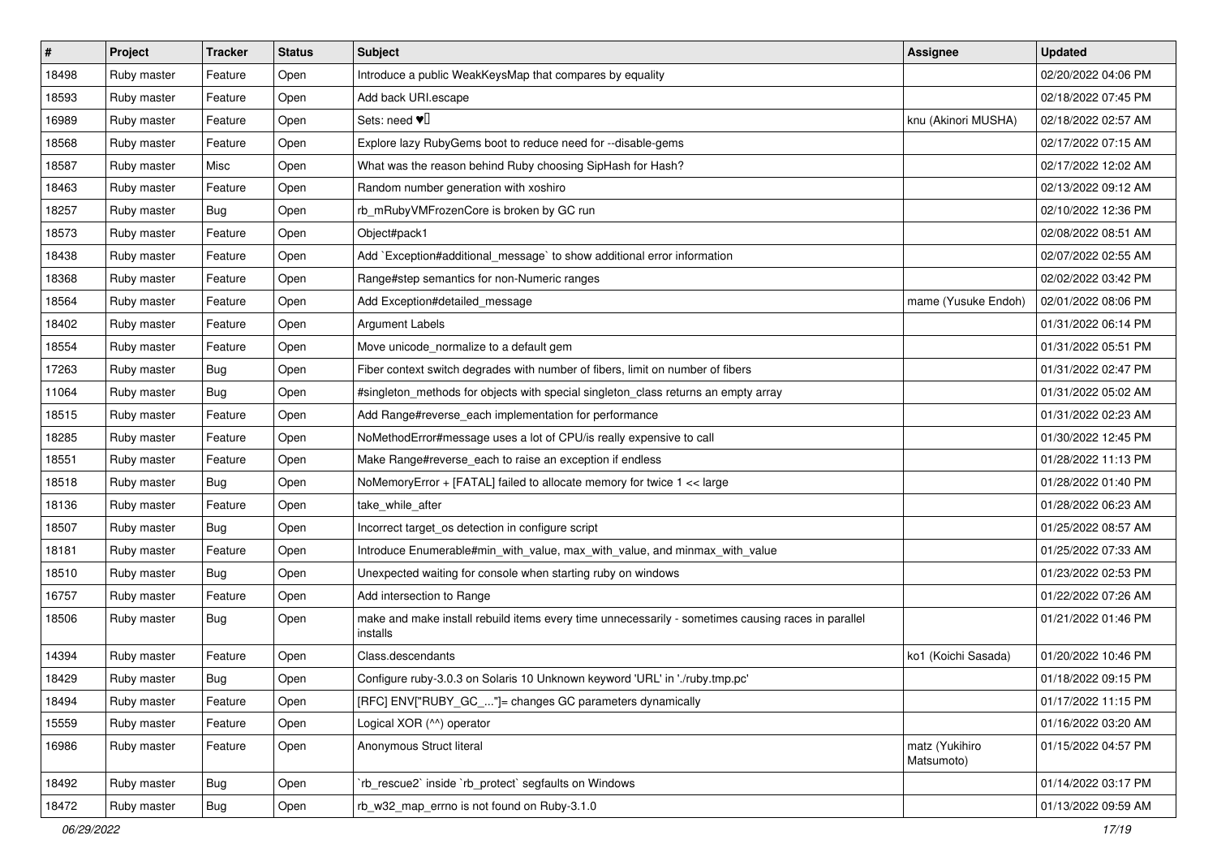| # | Project | Tracker | Status | Subject | Assignee | Updated |
|---|---|---|---|---|---|---|
| 18498 | Ruby master | Feature | Open | Introduce a public WeakKeysMap that compares by equality | | 02/20/2022 04:06 PM |
| 18593 | Ruby master | Feature | Open | Add back URI.escape | | 02/18/2022 07:45 PM |
| 16989 | Ruby master | Feature | Open | Sets: need ♥️ | knu (Akinori MUSHA) | 02/18/2022 02:57 AM |
| 18568 | Ruby master | Feature | Open | Explore lazy RubyGems boot to reduce need for --disable-gems | | 02/17/2022 07:15 AM |
| 18587 | Ruby master | Misc | Open | What was the reason behind Ruby choosing SipHash for Hash? | | 02/17/2022 12:02 AM |
| 18463 | Ruby master | Feature | Open | Random number generation with xoshiro | | 02/13/2022 09:12 AM |
| 18257 | Ruby master | Bug | Open | rb_mRubyVMFrozenCore is broken by GC run | | 02/10/2022 12:36 PM |
| 18573 | Ruby master | Feature | Open | Object#pack1 | | 02/08/2022 08:51 AM |
| 18438 | Ruby master | Feature | Open | Add `Exception#additional_message` to show additional error information | | 02/07/2022 02:55 AM |
| 18368 | Ruby master | Feature | Open | Range#step semantics for non-Numeric ranges | | 02/02/2022 03:42 PM |
| 18564 | Ruby master | Feature | Open | Add Exception#detailed_message | mame (Yusuke Endoh) | 02/01/2022 08:06 PM |
| 18402 | Ruby master | Feature | Open | Argument Labels | | 01/31/2022 06:14 PM |
| 18554 | Ruby master | Feature | Open | Move unicode_normalize to a default gem | | 01/31/2022 05:51 PM |
| 17263 | Ruby master | Bug | Open | Fiber context switch degrades with number of fibers, limit on number of fibers | | 01/31/2022 02:47 PM |
| 11064 | Ruby master | Bug | Open | #singleton_methods for objects with special singleton_class returns an empty array | | 01/31/2022 05:02 AM |
| 18515 | Ruby master | Feature | Open | Add Range#reverse_each implementation for performance | | 01/31/2022 02:23 AM |
| 18285 | Ruby master | Feature | Open | NoMethodError#message uses a lot of CPU/is really expensive to call | | 01/30/2022 12:45 PM |
| 18551 | Ruby master | Feature | Open | Make Range#reverse_each to raise an exception if endless | | 01/28/2022 11:13 PM |
| 18518 | Ruby master | Bug | Open | NoMemoryError + [FATAL] failed to allocate memory for twice 1 << large | | 01/28/2022 01:40 PM |
| 18136 | Ruby master | Feature | Open | take_while_after | | 01/28/2022 06:23 AM |
| 18507 | Ruby master | Bug | Open | Incorrect target_os detection in configure script | | 01/25/2022 08:57 AM |
| 18181 | Ruby master | Feature | Open | Introduce Enumerable#min_with_value, max_with_value, and minmax_with_value | | 01/25/2022 07:33 AM |
| 18510 | Ruby master | Bug | Open | Unexpected waiting for console when starting ruby on windows | | 01/23/2022 02:53 PM |
| 16757 | Ruby master | Feature | Open | Add intersection to Range | | 01/22/2022 07:26 AM |
| 18506 | Ruby master | Bug | Open | make and make install rebuild items every time unnecessarily - sometimes causing races in parallel installs | | 01/21/2022 01:46 PM |
| 14394 | Ruby master | Feature | Open | Class.descendants | ko1 (Koichi Sasada) | 01/20/2022 10:46 PM |
| 18429 | Ruby master | Bug | Open | Configure ruby-3.0.3 on Solaris 10 Unknown keyword 'URL' in './ruby.tmp.pc' | | 01/18/2022 09:15 PM |
| 18494 | Ruby master | Feature | Open | [RFC] ENV["RUBY_GC_..."]= changes GC parameters dynamically | | 01/17/2022 11:15 PM |
| 15559 | Ruby master | Feature | Open | Logical XOR (^^) operator | | 01/16/2022 03:20 AM |
| 16986 | Ruby master | Feature | Open | Anonymous Struct literal | matz (Yukihiro Matsumoto) | 01/15/2022 04:57 PM |
| 18492 | Ruby master | Bug | Open | `rb_rescue2` inside `rb_protect` segfaults on Windows | | 01/14/2022 03:17 PM |
| 18472 | Ruby master | Bug | Open | rb_w32_map_errno is not found on Ruby-3.1.0 | | 01/13/2022 09:59 AM |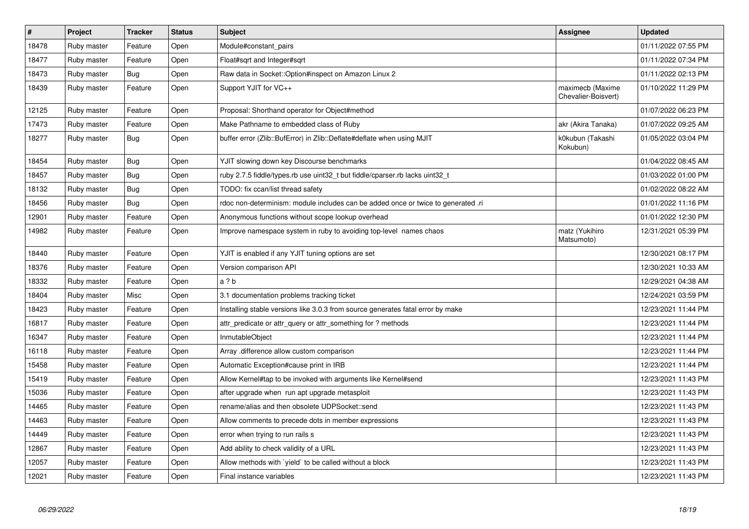| # | Project | Tracker | Status | Subject | Assignee | Updated |
|---|---|---|---|---|---|---|
| 18478 | Ruby master | Feature | Open | Module#constant_pairs | | 01/11/2022 07:55 PM |
| 18477 | Ruby master | Feature | Open | Float#sqrt and Integer#sqrt | | 01/11/2022 07:34 PM |
| 18473 | Ruby master | Bug | Open | Raw data in Socket::Option#inspect on Amazon Linux 2 | | 01/11/2022 02:13 PM |
| 18439 | Ruby master | Feature | Open | Support YJIT for VC++ | maximecb (Maxime Chevalier-Boisvert) | 01/10/2022 11:29 PM |
| 12125 | Ruby master | Feature | Open | Proposal: Shorthand operator for Object#method | | 01/07/2022 06:23 PM |
| 17473 | Ruby master | Feature | Open | Make Pathname to embedded class of Ruby | akr (Akira Tanaka) | 01/07/2022 09:25 AM |
| 18277 | Ruby master | Bug | Open | buffer error (Zlib::BufError) in Zlib::Deflate#deflate when using MJIT | k0kubun (Takashi Kokubun) | 01/05/2022 03:04 PM |
| 18454 | Ruby master | Bug | Open | YJIT slowing down key Discourse benchmarks | | 01/04/2022 08:45 AM |
| 18457 | Ruby master | Bug | Open | ruby 2.7.5 fiddle/types.rb use uint32_t but fiddle/cparser.rb lacks uint32_t | | 01/03/2022 01:00 PM |
| 18132 | Ruby master | Bug | Open | TODO: fix ccan/list thread safety | | 01/02/2022 08:22 AM |
| 18456 | Ruby master | Bug | Open | rdoc non-determinism: module includes can be added once or twice to generated .ri | | 01/01/2022 11:16 PM |
| 12901 | Ruby master | Feature | Open | Anonymous functions without scope lookup overhead | | 01/01/2022 12:30 PM |
| 14982 | Ruby master | Feature | Open | Improve namespace system in ruby to avoiding top-level names chaos | matz (Yukihiro Matsumoto) | 12/31/2021 05:39 PM |
| 18440 | Ruby master | Feature | Open | YJIT is enabled if any YJIT tuning options are set | | 12/30/2021 08:17 PM |
| 18376 | Ruby master | Feature | Open | Version comparison API | | 12/30/2021 10:33 AM |
| 18332 | Ruby master | Feature | Open | a ? b | | 12/29/2021 04:38 AM |
| 18404 | Ruby master | Misc | Open | 3.1 documentation problems tracking ticket | | 12/24/2021 03:59 PM |
| 18423 | Ruby master | Feature | Open | Installing stable versions like 3.0.3 from source generates fatal error by make | | 12/23/2021 11:44 PM |
| 16817 | Ruby master | Feature | Open | attr_predicate or attr_query or attr_something for ? methods | | 12/23/2021 11:44 PM |
| 16347 | Ruby master | Feature | Open | InmutableObject | | 12/23/2021 11:44 PM |
| 16118 | Ruby master | Feature | Open | Array .difference allow custom comparison | | 12/23/2021 11:44 PM |
| 15458 | Ruby master | Feature | Open | Automatic Exception#cause print in IRB | | 12/23/2021 11:44 PM |
| 15419 | Ruby master | Feature | Open | Allow Kernel#tap to be invoked with arguments like Kernel#send | | 12/23/2021 11:43 PM |
| 15036 | Ruby master | Feature | Open | after upgrade when run apt upgrade metasploit | | 12/23/2021 11:43 PM |
| 14465 | Ruby master | Feature | Open | rename/alias and then obsolete UDPSocket::send | | 12/23/2021 11:43 PM |
| 14463 | Ruby master | Feature | Open | Allow comments to precede dots in member expressions | | 12/23/2021 11:43 PM |
| 14449 | Ruby master | Feature | Open | error when trying to run rails s | | 12/23/2021 11:43 PM |
| 12867 | Ruby master | Feature | Open | Add ability to check validity of a URL | | 12/23/2021 11:43 PM |
| 12057 | Ruby master | Feature | Open | Allow methods with `yield` to be called without a block | | 12/23/2021 11:43 PM |
| 12021 | Ruby master | Feature | Open | Final instance variables | | 12/23/2021 11:43 PM |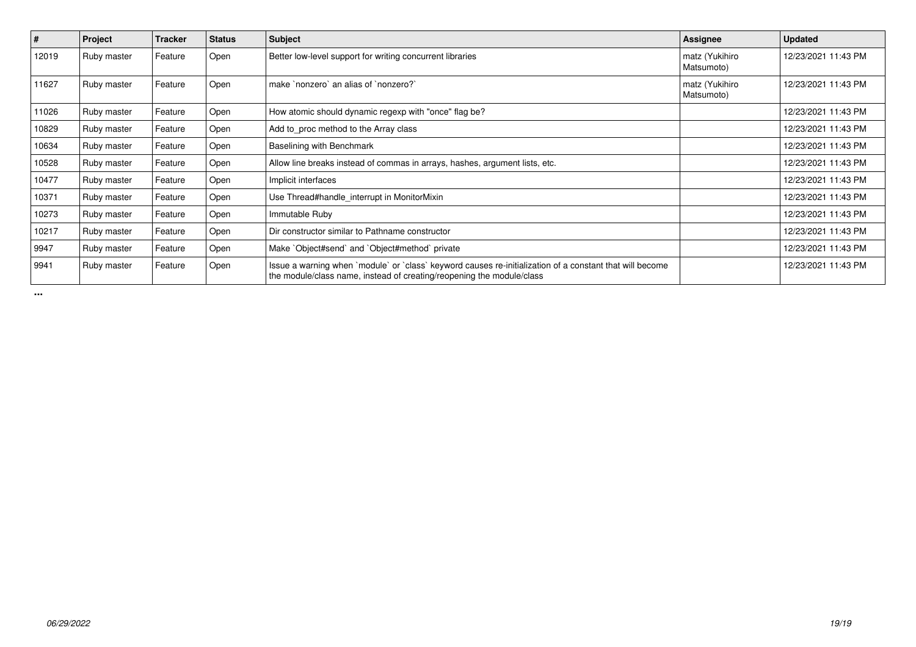| # | Project | Tracker | Status | Subject | Assignee | Updated |
| --- | --- | --- | --- | --- | --- | --- |
| 12019 | Ruby master | Feature | Open | Better low-level support for writing concurrent libraries | matz (Yukihiro Matsumoto) | 12/23/2021 11:43 PM |
| 11627 | Ruby master | Feature | Open | make `nonzero` an alias of `nonzero?` | matz (Yukihiro Matsumoto) | 12/23/2021 11:43 PM |
| 11026 | Ruby master | Feature | Open | How atomic should dynamic regexp with "once" flag be? | | 12/23/2021 11:43 PM |
| 10829 | Ruby master | Feature | Open | Add to_proc method to the Array class | | 12/23/2021 11:43 PM |
| 10634 | Ruby master | Feature | Open | Baselining with Benchmark | | 12/23/2021 11:43 PM |
| 10528 | Ruby master | Feature | Open | Allow line breaks instead of commas in arrays, hashes, argument lists, etc. | | 12/23/2021 11:43 PM |
| 10477 | Ruby master | Feature | Open | Implicit interfaces | | 12/23/2021 11:43 PM |
| 10371 | Ruby master | Feature | Open | Use Thread#handle_interrupt in MonitorMixin | | 12/23/2021 11:43 PM |
| 10273 | Ruby master | Feature | Open | Immutable Ruby | | 12/23/2021 11:43 PM |
| 10217 | Ruby master | Feature | Open | Dir constructor similar to Pathname constructor | | 12/23/2021 11:43 PM |
| 9947 | Ruby master | Feature | Open | Make `Object#send` and `Object#method` private | | 12/23/2021 11:43 PM |
| 9941 | Ruby master | Feature | Open | Issue a warning when `module` or `class` keyword causes re-initialization of a constant that will become the module/class name, instead of creating/reopening the module/class | | 12/23/2021 11:43 PM |

...